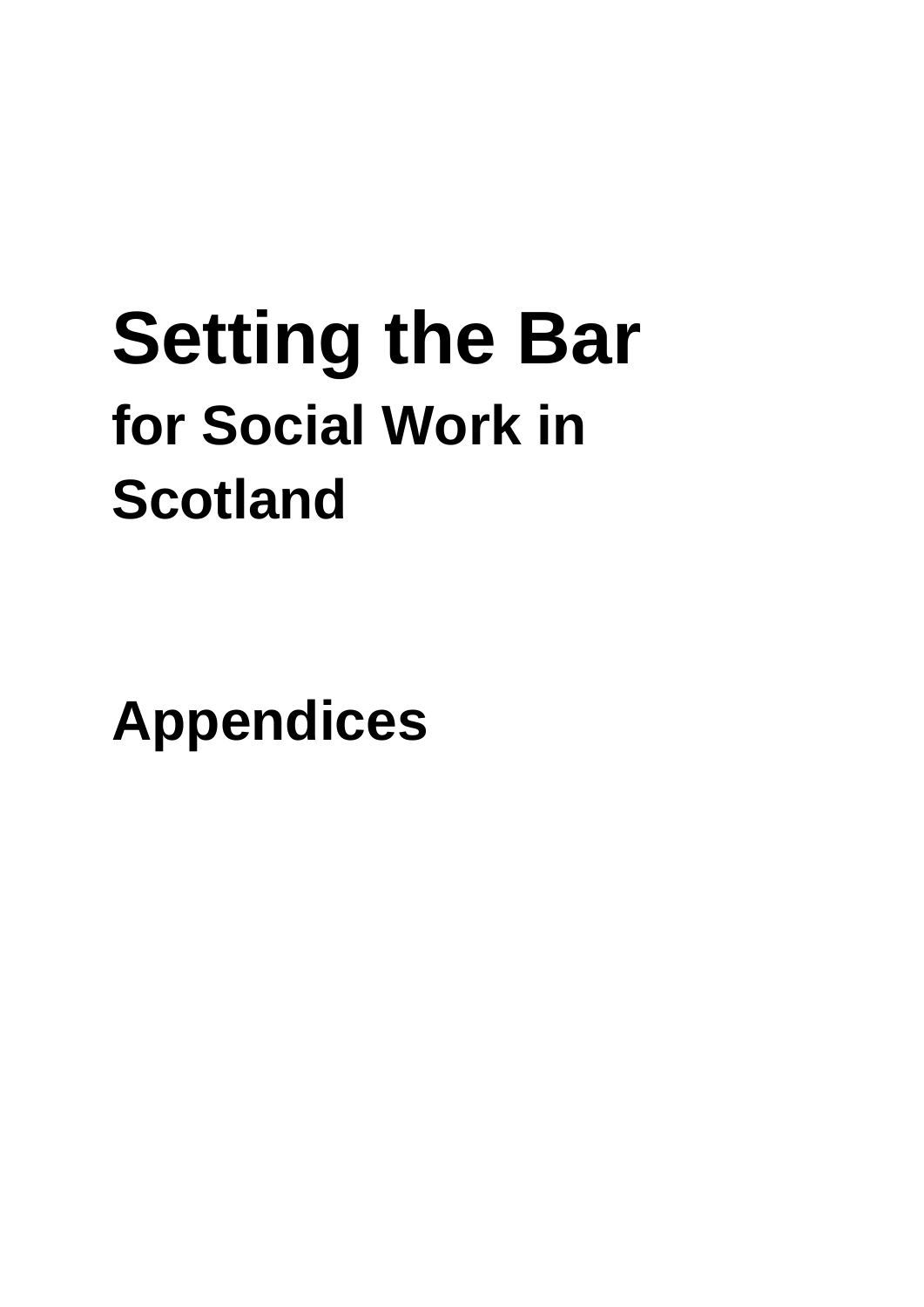# Setting the Bar

## for Social Work in Scotland

## Appendices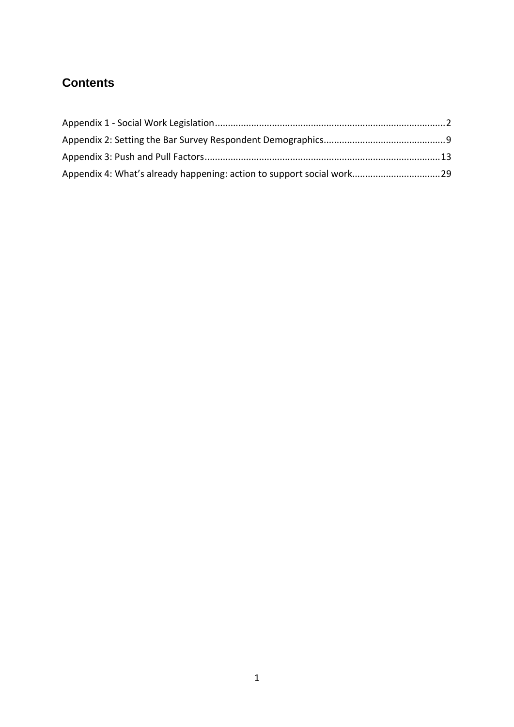## Contents

Appendix 1 - Social Work Legislation........................................................................................2

Appendix 2: Setting the Bar Survey Respondent Demographics..............................................9

Appendix 3: Push and Pull Factors..........................................................................................13

Appendix 4: What's already happening: action to support social work.................................29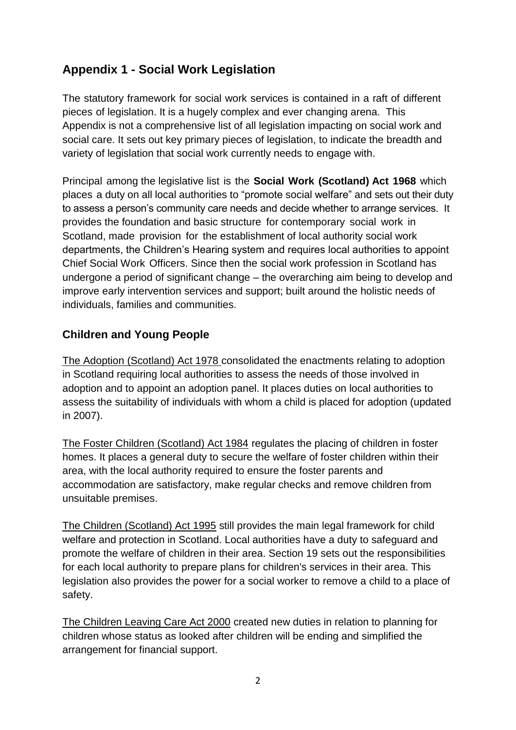## Appendix 1 - Social Work Legislation

The statutory framework for social work services is contained in a raft of different pieces of legislation. It is a hugely complex and ever changing arena. This Appendix is not a comprehensive list of all legislation impacting on social work and social care. It sets out key primary pieces of legislation, to indicate the breadth and variety of legislation that social work currently needs to engage with.

Principal among the legislative list is the **Social Work (Scotland) Act 1968** which places a duty on all local authorities to "promote social welfare" and sets out their duty to assess a person's community care needs and decide whether to arrange services. It provides the foundation and basic structure for contemporary social work in Scotland, made provision for the establishment of local authority social work departments, the Children's Hearing system and requires local authorities to appoint Chief Social Work Officers. Since then the social work profession in Scotland has undergone a period of significant change – the overarching aim being to develop and improve early intervention services and support; built around the holistic needs of individuals, families and communities.

### Children and Young People

The Adoption (Scotland) Act 1978 consolidated the enactments relating to adoption in Scotland requiring local authorities to assess the needs of those involved in adoption and to appoint an adoption panel. It places duties on local authorities to assess the suitability of individuals with whom a child is placed for adoption (updated in 2007).

The Foster Children (Scotland) Act 1984 regulates the placing of children in foster homes. It places a general duty to secure the welfare of foster children within their area, with the local authority required to ensure the foster parents and accommodation are satisfactory, make regular checks and remove children from unsuitable premises.

The Children (Scotland) Act 1995 still provides the main legal framework for child welfare and protection in Scotland. Local authorities have a duty to safeguard and promote the welfare of children in their area. Section 19 sets out the responsibilities for each local authority to prepare plans for children's services in their area. This legislation also provides the power for a social worker to remove a child to a place of safety.

The Children Leaving Care Act 2000 created new duties in relation to planning for children whose status as looked after children will be ending and simplified the arrangement for financial support.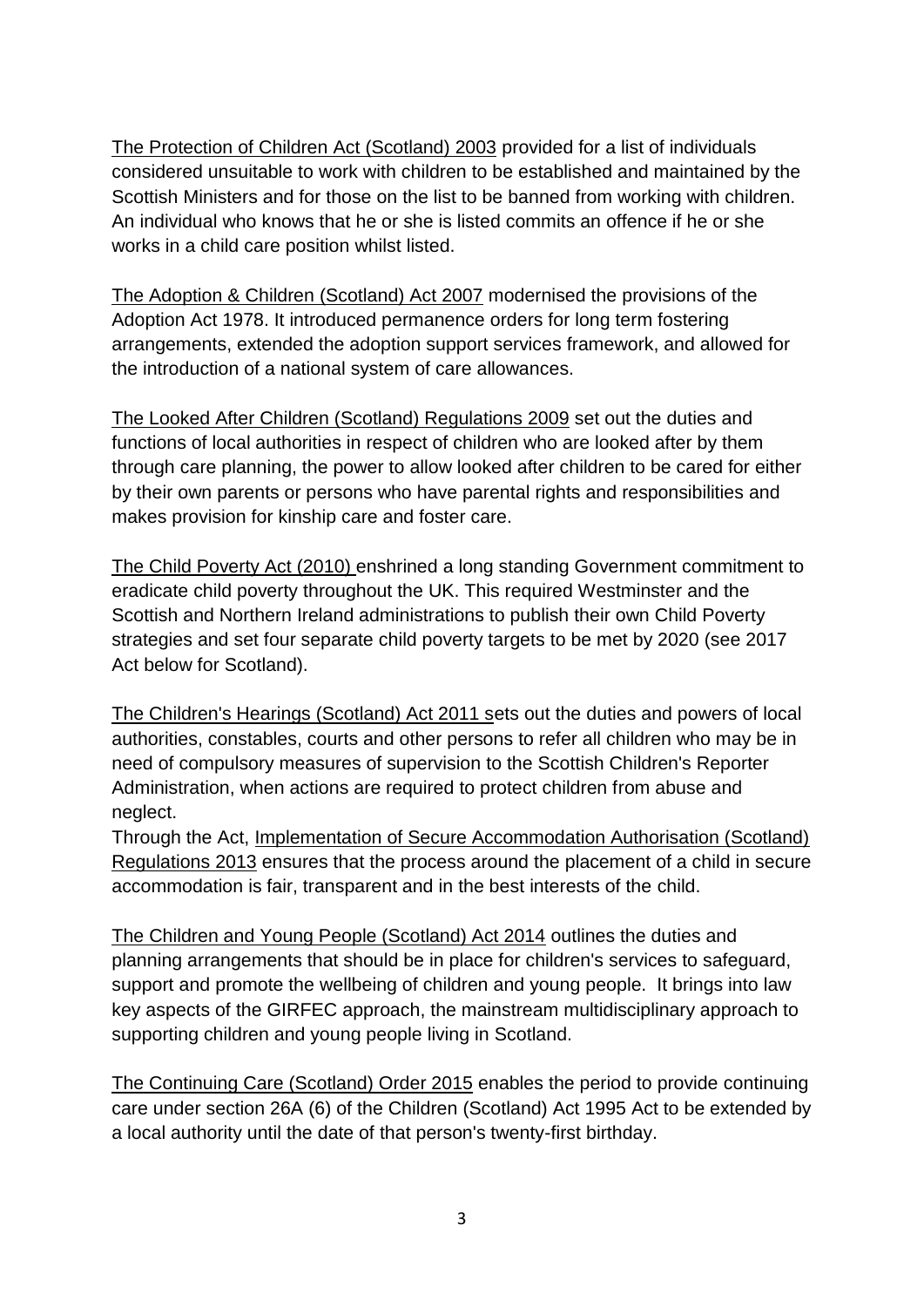The Protection of Children Act (Scotland) 2003 provided for a list of individuals considered unsuitable to work with children to be established and maintained by the Scottish Ministers and for those on the list to be banned from working with children. An individual who knows that he or she is listed commits an offence if he or she works in a child care position whilst listed.

The Adoption & Children (Scotland) Act 2007 modernised the provisions of the Adoption Act 1978. It introduced permanence orders for long term fostering arrangements, extended the adoption support services framework, and allowed for the introduction of a national system of care allowances.

The Looked After Children (Scotland) Regulations 2009 set out the duties and functions of local authorities in respect of children who are looked after by them through care planning, the power to allow looked after children to be cared for either by their own parents or persons who have parental rights and responsibilities and makes provision for kinship care and foster care.

The Child Poverty Act (2010) enshrined a long standing Government commitment to eradicate child poverty throughout the UK. This required Westminster and the Scottish and Northern Ireland administrations to publish their own Child Poverty strategies and set four separate child poverty targets to be met by 2020 (see 2017 Act below for Scotland).

The Children's Hearings (Scotland) Act 2011 sets out the duties and powers of local authorities, constables, courts and other persons to refer all children who may be in need of compulsory measures of supervision to the Scottish Children's Reporter Administration, when actions are required to protect children from abuse and neglect.
Through the Act, Implementation of Secure Accommodation Authorisation (Scotland) Regulations 2013 ensures that the process around the placement of a child in secure accommodation is fair, transparent and in the best interests of the child.

The Children and Young People (Scotland) Act 2014 outlines the duties and planning arrangements that should be in place for children's services to safeguard, support and promote the wellbeing of children and young people. It brings into law key aspects of the GIRFEC approach, the mainstream multidisciplinary approach to supporting children and young people living in Scotland.

The Continuing Care (Scotland) Order 2015 enables the period to provide continuing care under section 26A (6) of the Children (Scotland) Act 1995 Act to be extended by a local authority until the date of that person's twenty-first birthday.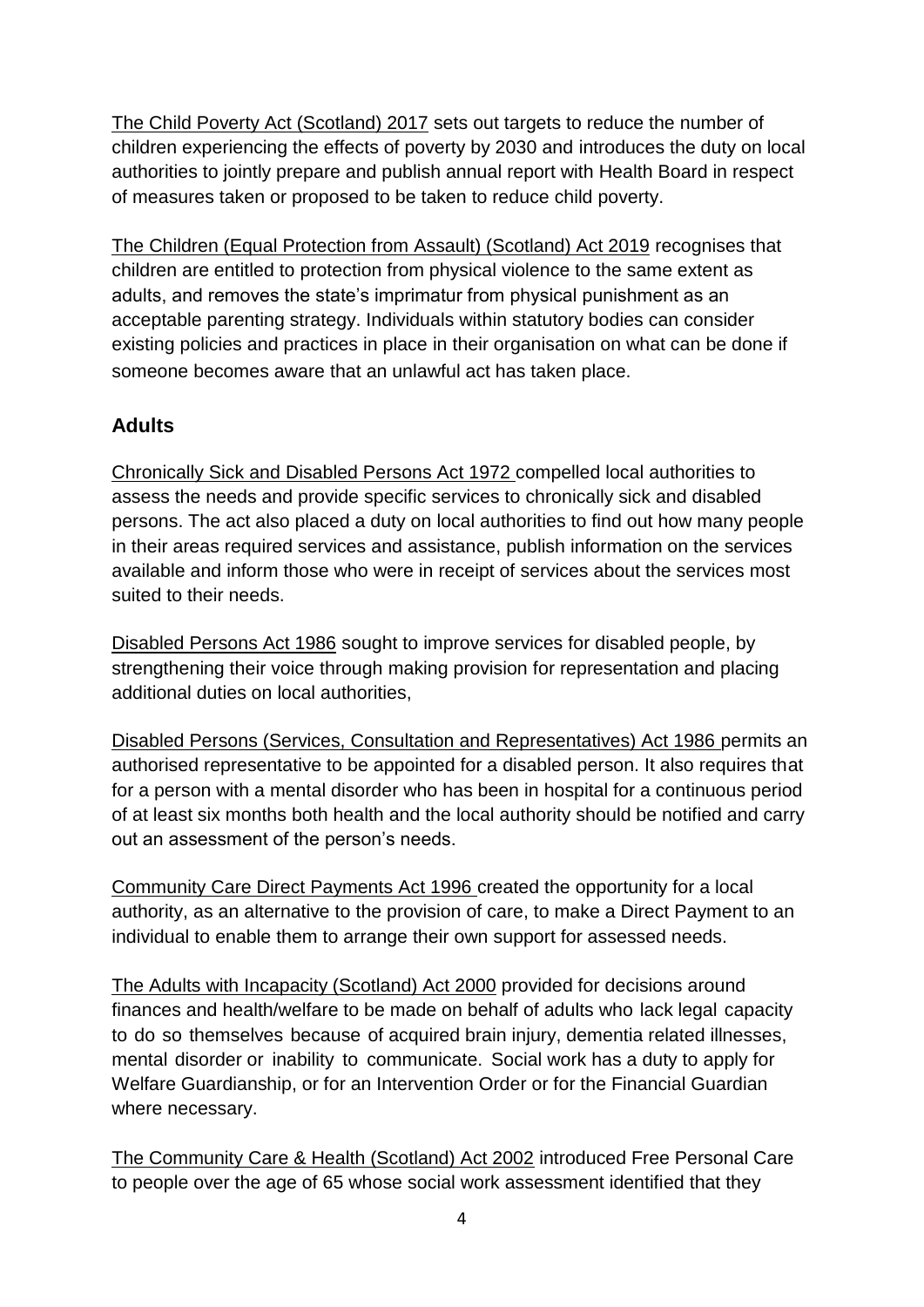The Child Poverty Act (Scotland) 2017 sets out targets to reduce the number of children experiencing the effects of poverty by 2030 and introduces the duty on local authorities to jointly prepare and publish annual report with Health Board in respect of measures taken or proposed to be taken to reduce child poverty.

The Children (Equal Protection from Assault) (Scotland) Act 2019 recognises that children are entitled to protection from physical violence to the same extent as adults, and removes the state's imprimatur from physical punishment as an acceptable parenting strategy. Individuals within statutory bodies can consider existing policies and practices in place in their organisation on what can be done if someone becomes aware that an unlawful act has taken place.

## Adults

Chronically Sick and Disabled Persons Act 1972 compelled local authorities to assess the needs and provide specific services to chronically sick and disabled persons. The act also placed a duty on local authorities to find out how many people in their areas required services and assistance, publish information on the services available and inform those who were in receipt of services about the services most suited to their needs.

Disabled Persons Act 1986 sought to improve services for disabled people, by strengthening their voice through making provision for representation and placing additional duties on local authorities,

Disabled Persons (Services, Consultation and Representatives) Act 1986 permits an authorised representative to be appointed for a disabled person. It also requires that for a person with a mental disorder who has been in hospital for a continuous period of at least six months both health and the local authority should be notified and carry out an assessment of the person's needs.

Community Care Direct Payments Act 1996 created the opportunity for a local authority, as an alternative to the provision of care, to make a Direct Payment to an individual to enable them to arrange their own support for assessed needs.

The Adults with Incapacity (Scotland) Act 2000 provided for decisions around finances and health/welfare to be made on behalf of adults who lack legal capacity to do so themselves because of acquired brain injury, dementia related illnesses, mental disorder or inability to communicate. Social work has a duty to apply for Welfare Guardianship, or for an Intervention Order or for the Financial Guardian where necessary.

The Community Care & Health (Scotland) Act 2002 introduced Free Personal Care to people over the age of 65 whose social work assessment identified that they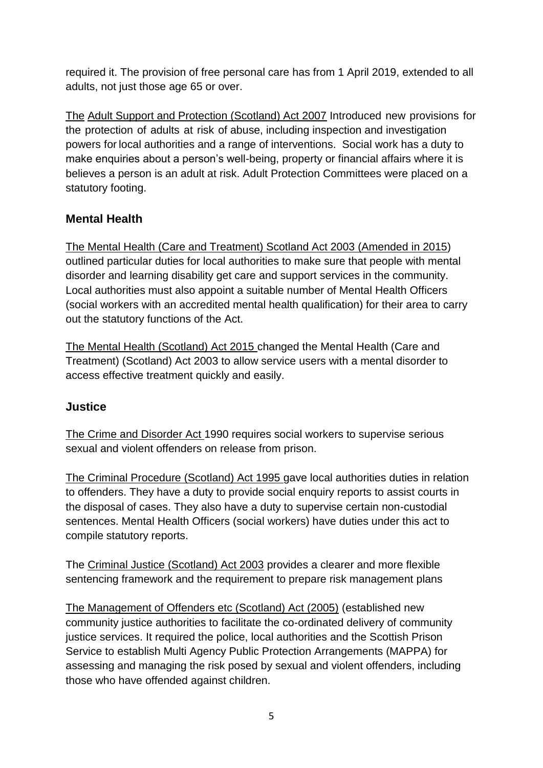required it. The provision of free personal care has from 1 April 2019, extended to all adults, not just those age 65 or over.

The Adult Support and Protection (Scotland) Act 2007 Introduced new provisions for the protection of adults at risk of abuse, including inspection and investigation powers for local authorities and a range of interventions. Social work has a duty to make enquiries about a person's well-being, property or financial affairs where it is believes a person is an adult at risk. Adult Protection Committees were placed on a statutory footing.

### Mental Health

The Mental Health (Care and Treatment) Scotland Act 2003 (Amended in 2015) outlined particular duties for local authorities to make sure that people with mental disorder and learning disability get care and support services in the community. Local authorities must also appoint a suitable number of Mental Health Officers (social workers with an accredited mental health qualification) for their area to carry out the statutory functions of the Act.

The Mental Health (Scotland) Act 2015 changed the Mental Health (Care and Treatment) (Scotland) Act 2003 to allow service users with a mental disorder to access effective treatment quickly and easily.

### Justice

The Crime and Disorder Act 1990 requires social workers to supervise serious sexual and violent offenders on release from prison.

The Criminal Procedure (Scotland) Act 1995 gave local authorities duties in relation to offenders. They have a duty to provide social enquiry reports to assist courts in the disposal of cases. They also have a duty to supervise certain non-custodial sentences. Mental Health Officers (social workers) have duties under this act to compile statutory reports.

The Criminal Justice (Scotland) Act 2003 provides a clearer and more flexible sentencing framework and the requirement to prepare risk management plans

The Management of Offenders etc (Scotland) Act (2005) (established new community justice authorities to facilitate the co-ordinated delivery of community justice services. It required the police, local authorities and the Scottish Prison Service to establish Multi Agency Public Protection Arrangements (MAPPA) for assessing and managing the risk posed by sexual and violent offenders, including those who have offended against children.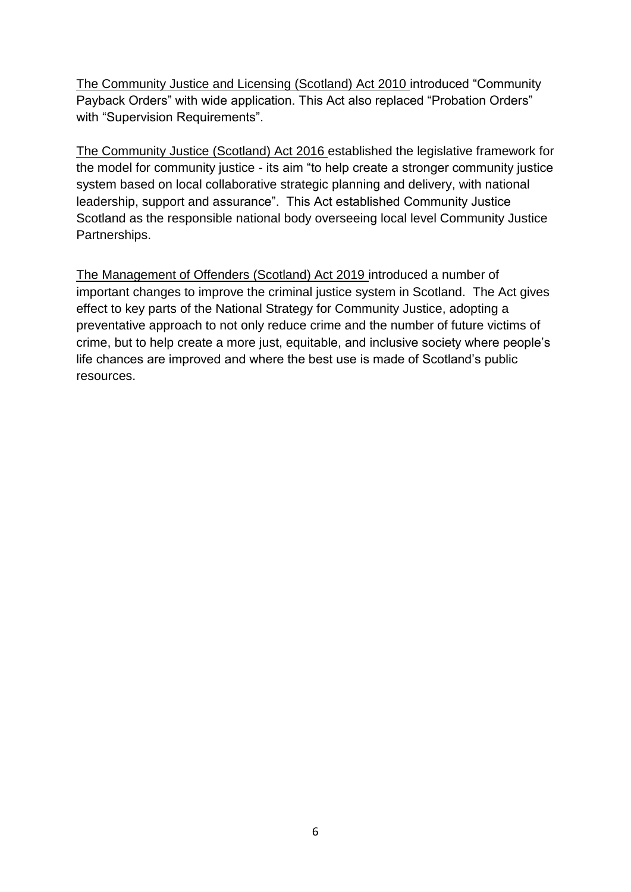<u>The Community Justice and Licensing (Scotland) Act 2010</u> introduced "Community Payback Orders" with wide application. This Act also replaced "Probation Orders" with "Supervision Requirements".

<u>The Community Justice (Scotland) Act 2016</u> established the legislative framework for the model for community justice - its aim "to help create a stronger community justice system based on local collaborative strategic planning and delivery, with national leadership, support and assurance". This Act established Community Justice Scotland as the responsible national body overseeing local level Community Justice Partnerships.

<u>The Management of Offenders (Scotland) Act 2019</u> introduced a number of important changes to improve the criminal justice system in Scotland. The Act gives effect to key parts of the National Strategy for Community Justice, adopting a preventative approach to not only reduce crime and the number of future victims of crime, but to help create a more just, equitable, and inclusive society where people's life chances are improved and where the best use is made of Scotland's public resources.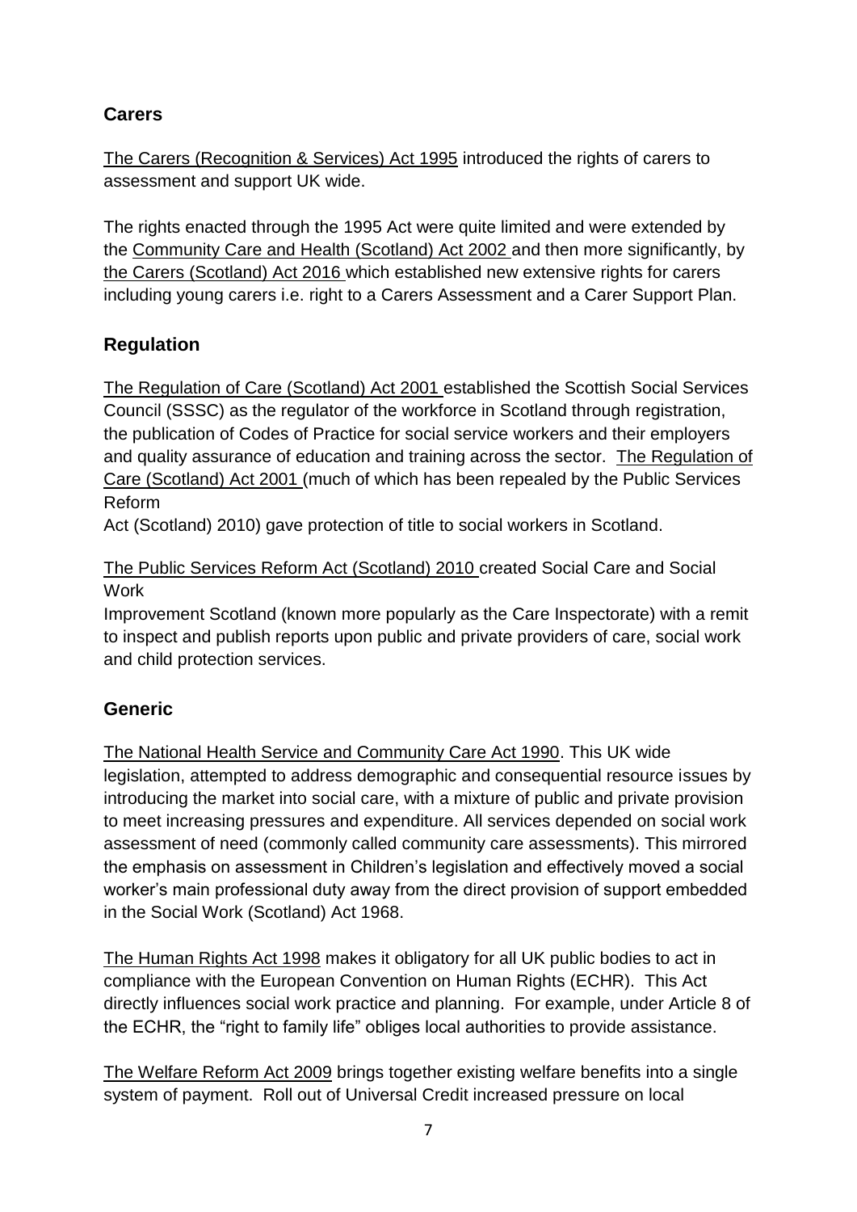## Carers

The Carers (Recognition & Services) Act 1995 introduced the rights of carers to assessment and support UK wide.

The rights enacted through the 1995 Act were quite limited and were extended by the Community Care and Health (Scotland) Act 2002 and then more significantly, by the Carers (Scotland) Act 2016 which established new extensive rights for carers including young carers i.e. right to a Carers Assessment and a Carer Support Plan.

## Regulation

The Regulation of Care (Scotland) Act 2001 established the Scottish Social Services Council (SSSC) as the regulator of the workforce in Scotland through registration, the publication of Codes of Practice for social service workers and their employers and quality assurance of education and training across the sector. The Regulation of Care (Scotland) Act 2001 (much of which has been repealed by the Public Services Reform Act (Scotland) 2010) gave protection of title to social workers in Scotland.

The Public Services Reform Act (Scotland) 2010 created Social Care and Social Work Improvement Scotland (known more popularly as the Care Inspectorate) with a remit to inspect and publish reports upon public and private providers of care, social work and child protection services.

## Generic

The National Health Service and Community Care Act 1990. This UK wide legislation, attempted to address demographic and consequential resource issues by introducing the market into social care, with a mixture of public and private provision to meet increasing pressures and expenditure. All services depended on social work assessment of need (commonly called community care assessments). This mirrored the emphasis on assessment in Children's legislation and effectively moved a social worker's main professional duty away from the direct provision of support embedded in the Social Work (Scotland) Act 1968.

The Human Rights Act 1998 makes it obligatory for all UK public bodies to act in compliance with the European Convention on Human Rights (ECHR). This Act directly influences social work practice and planning. For example, under Article 8 of the ECHR, the "right to family life" obliges local authorities to provide assistance.

The Welfare Reform Act 2009 brings together existing welfare benefits into a single system of payment. Roll out of Universal Credit increased pressure on local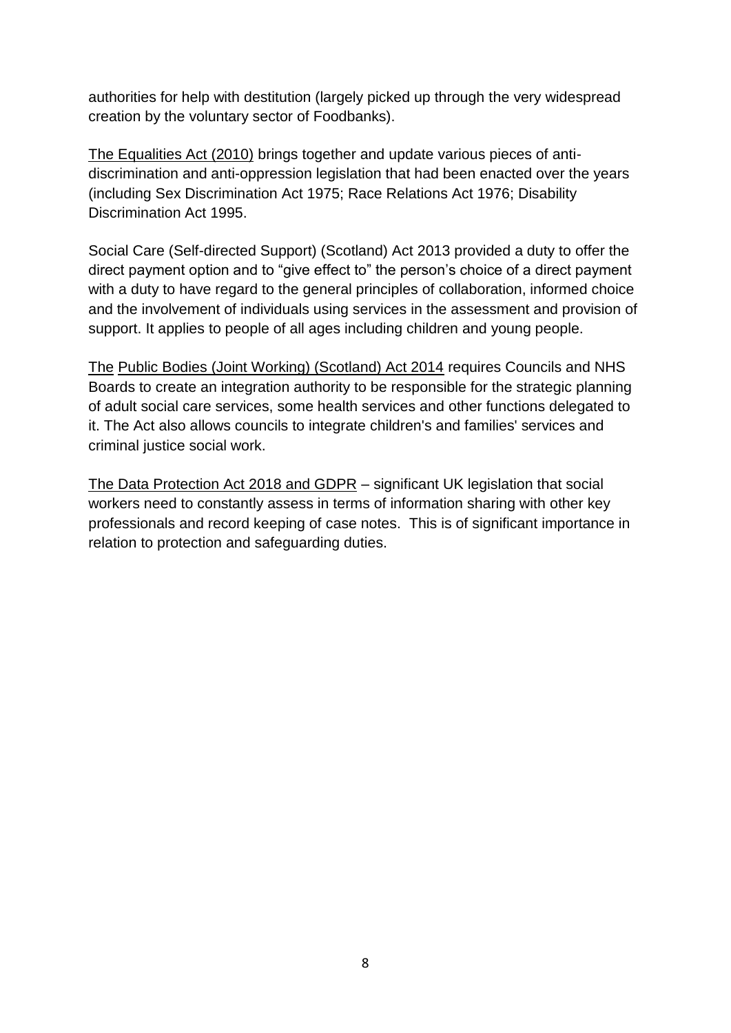authorities for help with destitution (largely picked up through the very widespread creation by the voluntary sector of Foodbanks).

The Equalities Act (2010) brings together and update various pieces of anti-discrimination and anti-oppression legislation that had been enacted over the years (including Sex Discrimination Act 1975; Race Relations Act 1976; Disability Discrimination Act 1995.

Social Care (Self-directed Support) (Scotland) Act 2013 provided a duty to offer the direct payment option and to "give effect to" the person's choice of a direct payment with a duty to have regard to the general principles of collaboration, informed choice and the involvement of individuals using services in the assessment and provision of support. It applies to people of all ages including children and young people.

The Public Bodies (Joint Working) (Scotland) Act 2014 requires Councils and NHS Boards to create an integration authority to be responsible for the strategic planning of adult social care services, some health services and other functions delegated to it. The Act also allows councils to integrate children's and families' services and criminal justice social work.

The Data Protection Act 2018 and GDPR – significant UK legislation that social workers need to constantly assess in terms of information sharing with other key professionals and record keeping of case notes. This is of significant importance in relation to protection and safeguarding duties.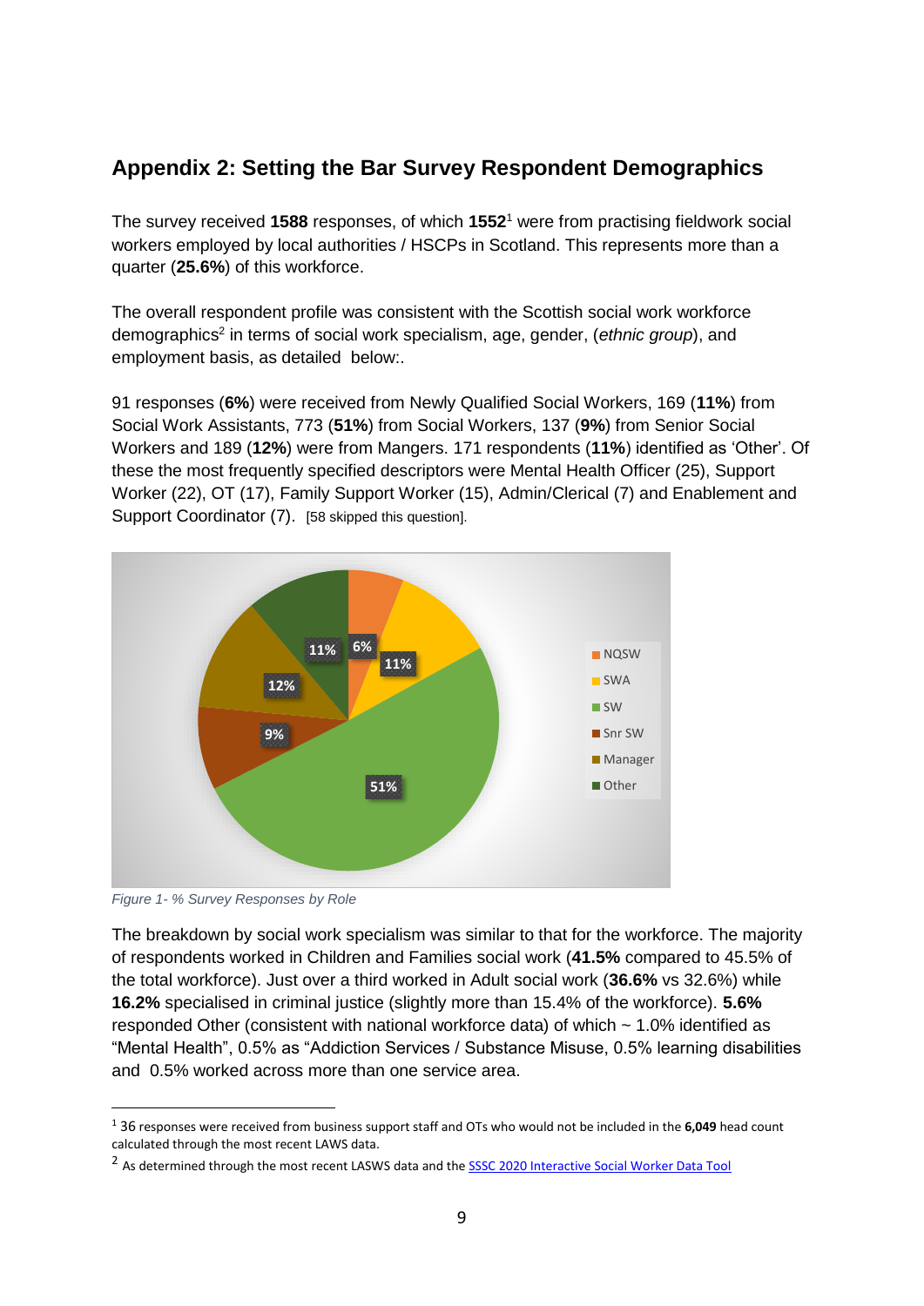## Appendix 2: Setting the Bar Survey Respondent Demographics

The survey received **1588** responses, of which **1552**[1] were from practising fieldwork social workers employed by local authorities / HSCPs in Scotland. This represents more than a quarter (**25.6%**) of this workforce.

The overall respondent profile was consistent with the Scottish social work workforce demographics[2] in terms of social work specialism, age, gender, (*ethnic group*), and employment basis, as detailed below:.

91 responses (**6%**) were received from Newly Qualified Social Workers, 169 (**11%**) from Social Work Assistants, 773 (**51%**) from Social Workers, 137 (**9%**) from Senior Social Workers and 189 (**12%**) were from Mangers. 171 respondents (**11%**) identified as 'Other'. Of these the most frequently specified descriptors were Mental Health Officer (25), Support Worker (22), OT (17), Family Support Worker (15), Admin/Clerical (7) and Enablement and Support Coordinator (7). [58 skipped this question].

| Role | % |
| --- | --- |
| NQSW | 6% |
| SWA | 11% |
| SW | 51% |
| Snr SW | 9% |
| Manager | 12% |
| Other | 11% |

*Figure 1- % Survey Responses by Role*

The breakdown by social work specialism was similar to that for the workforce. The majority of respondents worked in Children and Families social work (**41.5%** compared to 45.5% of the total workforce). Just over a third worked in Adult social work (**36.6%** vs 32.6%) while **16.2%** specialised in criminal justice (slightly more than 15.4% of the workforce). **5.6%** responded Other (consistent with national workforce data) of which ~ 1.0% identified as "Mental Health", 0.5% as "Addiction Services / Substance Misuse, 0.5% learning disabilities and 0.5% worked across more than one service area.

[1] 36 responses were received from business support staff and OTs who would not be included in the **6,049** head count calculated through the most recent LAWS data.

[2] As determined through the most recent LASWS data and the SSSC 2020 Interactive Social Worker Data Tool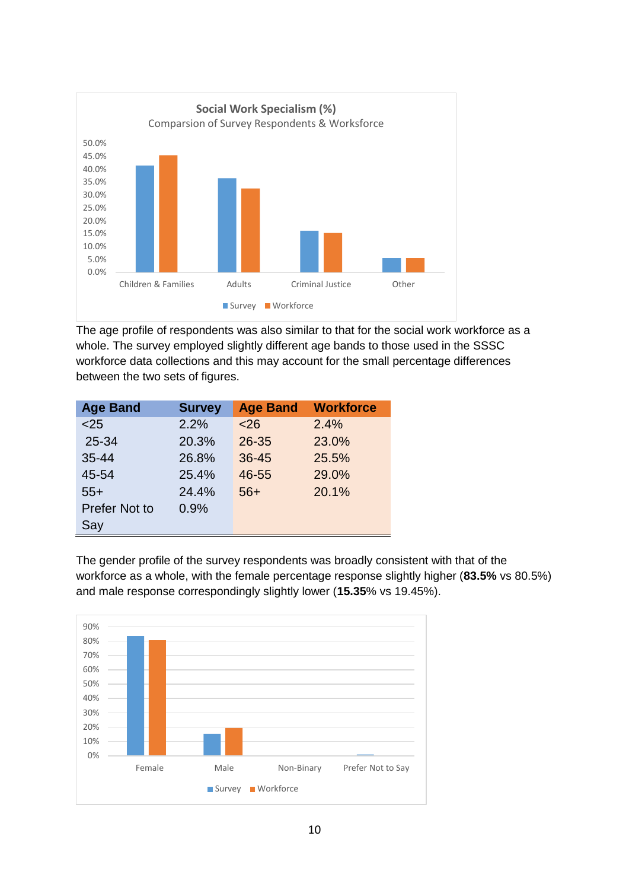The age profile of respondents was also similar to that for the social work workforce as a whole. The survey employed slightly different age bands to those used in the SSSC workforce data collections and this may account for the small percentage differences between the two sets of figures.

| Age Band | Survey | Age Band | Workforce |
|---|---|---|---|
| <25 | 2.2% | <26 | 2.4% |
| 25-34 | 20.3% | 26-35 | 23.0% |
| 35-44 | 26.8% | 36-45 | 25.5% |
| 45-54 | 25.4% | 46-55 | 29.0% |
| 55+ | 24.4% | 56+ | 20.1% |
| Prefer Not to Say | 0.9% | | |

The gender profile of the survey respondents was broadly consistent with that of the workforce as a whole, with the female percentage response slightly higher (**83.5%** vs 80.5%) and male response correspondingly slightly lower (**15.35**% vs 19.45%).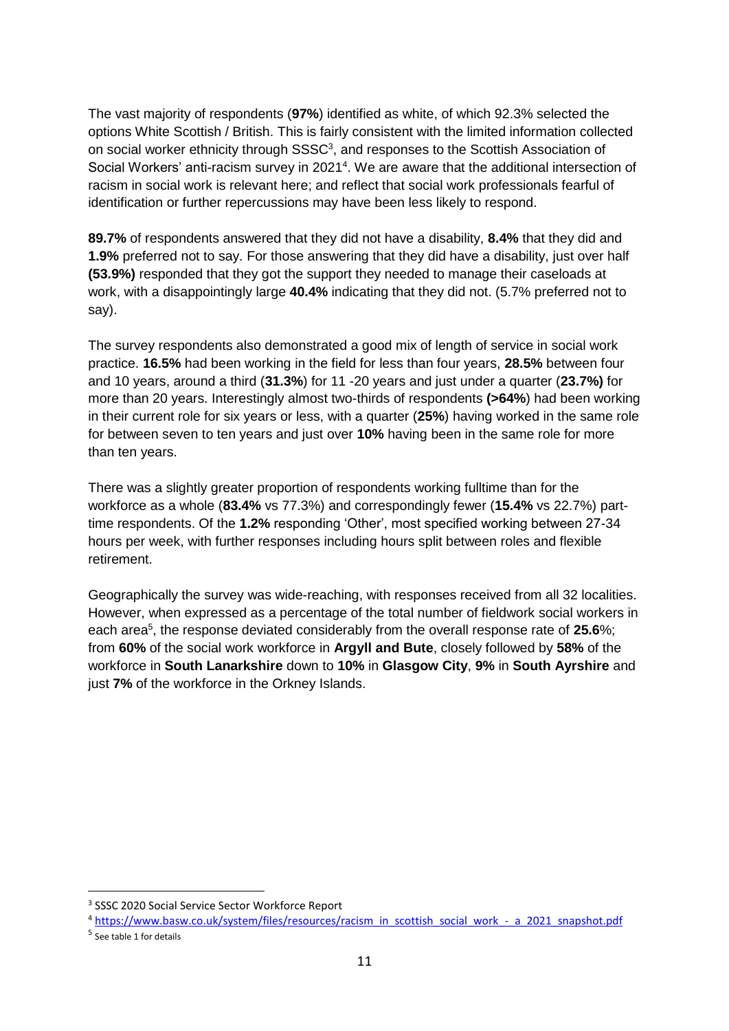The vast majority of respondents (**97%**) identified as white, of which 92.3% selected the options White Scottish / British. This is fairly consistent with the limited information collected on social worker ethnicity through SSSC[3], and responses to the Scottish Association of Social Workers' anti-racism survey in 2021[4]. We are aware that the additional intersection of racism in social work is relevant here; and reflect that social work professionals fearful of identification or further repercussions may have been less likely to respond.

**89.7%** of respondents answered that they did not have a disability, **8.4%** that they did and **1.9%** preferred not to say. For those answering that they did have a disability, just over half **(53.9%)** responded that they got the support they needed to manage their caseloads at work, with a disappointingly large **40.4%** indicating that they did not. (5.7% preferred not to say).

The survey respondents also demonstrated a good mix of length of service in social work practice. **16.5%** had been working in the field for less than four years, **28.5%** between four and 10 years, around a third (**31.3%**) for 11 -20 years and just under a quarter (**23.7%)** for more than 20 years. Interestingly almost two-thirds of respondents **(>64%**) had been working in their current role for six years or less, with a quarter (**25%**) having worked in the same role for between seven to ten years and just over **10%** having been in the same role for more than ten years.

There was a slightly greater proportion of respondents working fulltime than for the workforce as a whole (**83.4%** vs 77.3%) and correspondingly fewer (**15.4%** vs 22.7%) part-time respondents. Of the **1.2%** responding 'Other', most specified working between 27-34 hours per week, with further responses including hours split between roles and flexible retirement.

Geographically the survey was wide-reaching, with responses received from all 32 localities. However, when expressed as a percentage of the total number of fieldwork social workers in each area[5], the response deviated considerably from the overall response rate of **25.6**%; from **60%** of the social work workforce in **Argyll and Bute**, closely followed by **58%** of the workforce in **South Lanarkshire** down to **10%** in **Glasgow City**, **9%** in **South Ayrshire** and just **7%** of the workforce in the Orkney Islands.

---

[3] SSSC 2020 Social Service Sector Workforce Report

[4] https://www.basw.co.uk/system/files/resources/racism_in_scottish_social_work_-_a_2021_snapshot.pdf

[5] See table 1 for details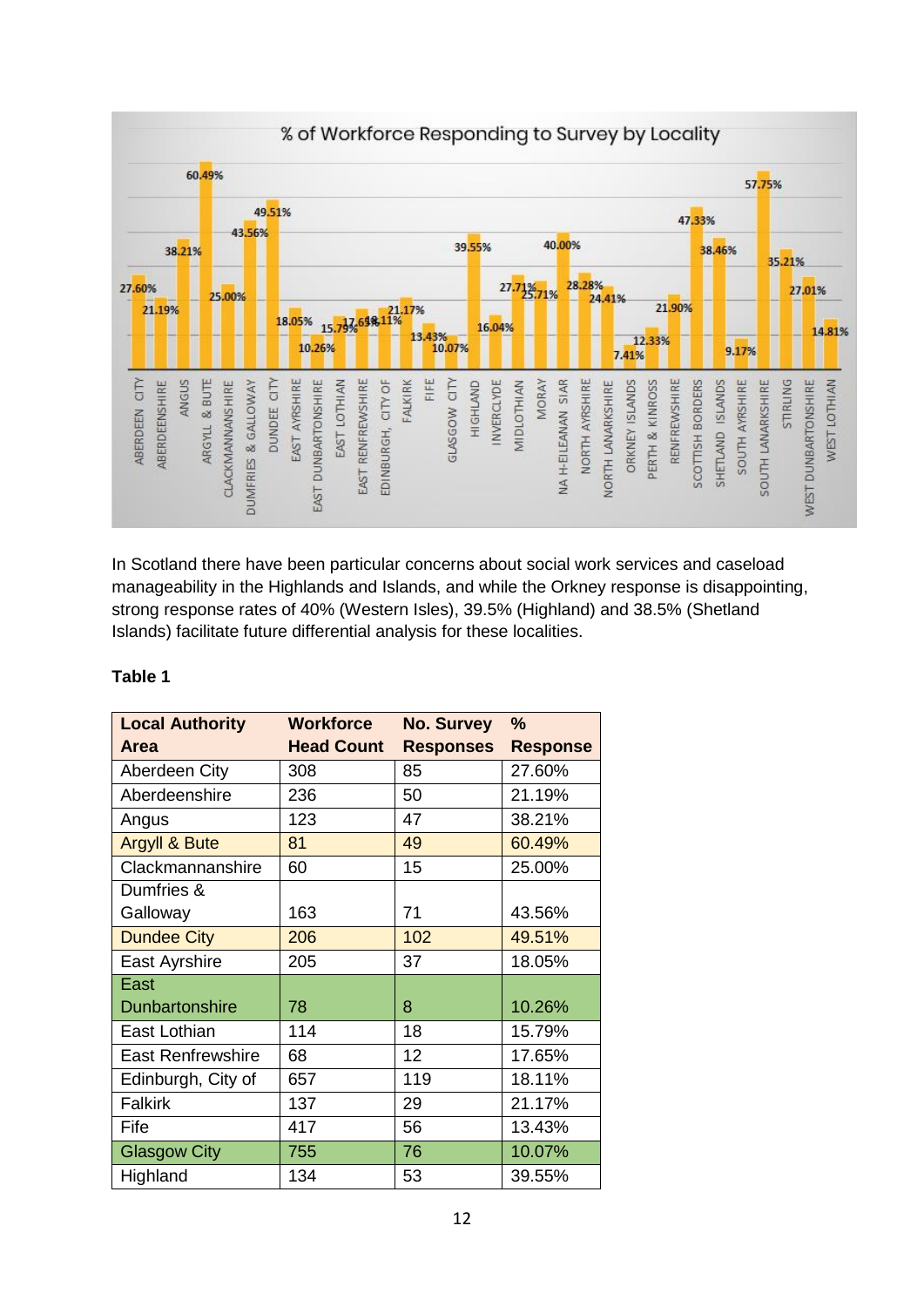In Scotland there have been particular concerns about social work services and caseload manageability in the Highlands and Islands, and while the Orkney response is disappointing, strong response rates of 40% (Western Isles), 39.5% (Highland) and 38.5% (Shetland Islands) facilitate future differential analysis for these localities.

**Table 1**

| Local Authority Area | Workforce Head Count | No. Survey Responses | % Response |
|---|---|---|---|
| Aberdeen City | 308 | 85 | 27.60% |
| Aberdeenshire | 236 | 50 | 21.19% |
| Angus | 123 | 47 | 38.21% |
| Argyll & Bute | 81 | 49 | 60.49% |
| Clackmannanshire | 60 | 15 | 25.00% |
| Dumfries & Galloway | 163 | 71 | 43.56% |
| Dundee City | 206 | 102 | 49.51% |
| East Ayrshire | 205 | 37 | 18.05% |
| East Dunbartonshire | 78 | 8 | 10.26% |
| East Lothian | 114 | 18 | 15.79% |
| East Renfrewshire | 68 | 12 | 17.65% |
| Edinburgh, City of | 657 | 119 | 18.11% |
| Falkirk | 137 | 29 | 21.17% |
| Fife | 417 | 56 | 13.43% |
| Glasgow City | 755 | 76 | 10.07% |
| Highland | 134 | 53 | 39.55% |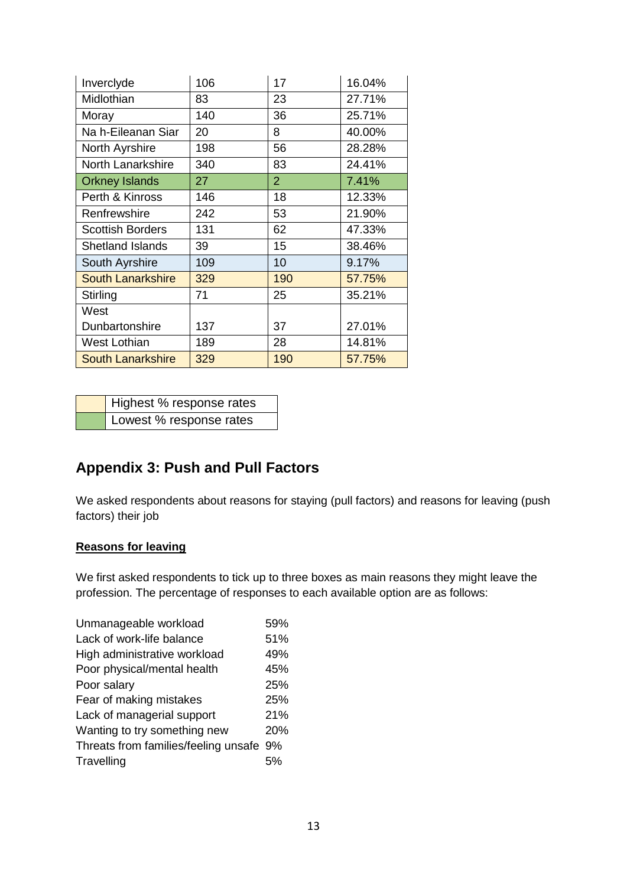| | | | |
|---|---|---|---|
| Inverclyde | 106 | 17 | 16.04% |
| Midlothian | 83 | 23 | 27.71% |
| Moray | 140 | 36 | 25.71% |
| Na h-Eileanan Siar | 20 | 8 | 40.00% |
| North Ayrshire | 198 | 56 | 28.28% |
| North Lanarkshire | 340 | 83 | 24.41% |
| Orkney Islands | 27 | 2 | 7.41% |
| Perth & Kinross | 146 | 18 | 12.33% |
| Renfrewshire | 242 | 53 | 21.90% |
| Scottish Borders | 131 | 62 | 47.33% |
| Shetland Islands | 39 | 15 | 38.46% |
| South Ayrshire | 109 | 10 | 9.17% |
| South Lanarkshire | 329 | 190 | 57.75% |
| Stirling | 71 | 25 | 35.21% |
| West Dunbartonshire | 137 | 37 | 27.01% |
| West Lothian | 189 | 28 | 14.81% |
| South Lanarkshire | 329 | 190 | 57.75% |

| | |
|---|---|
| | Highest % response rates |
| | Lowest % response rates |

## Appendix 3: Push and Pull Factors

We asked respondents about reasons for staying (pull factors) and reasons for leaving (push factors) their job

**Reasons for leaving**

We first asked respondents to tick up to three boxes as main reasons they might leave the profession. The percentage of responses to each available option are as follows:

| | |
|---|---|
| Unmanageable workload | 59% |
| Lack of work-life balance | 51% |
| High administrative workload | 49% |
| Poor physical/mental health | 45% |
| Poor salary | 25% |
| Fear of making mistakes | 25% |
| Lack of managerial support | 21% |
| Wanting to try something new | 20% |
| Threats from families/feeling unsafe | 9% |
| Travelling | 5% |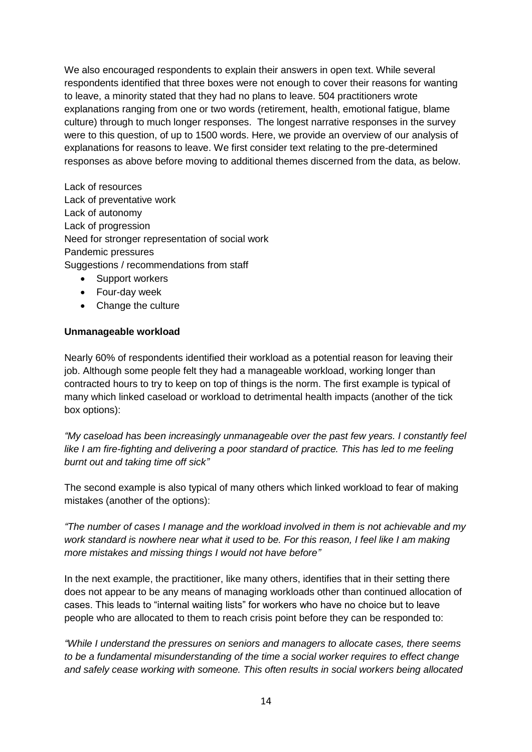We also encouraged respondents to explain their answers in open text. While several respondents identified that three boxes were not enough to cover their reasons for wanting to leave, a minority stated that they had no plans to leave. 504 practitioners wrote explanations ranging from one or two words (retirement, health, emotional fatigue, blame culture) through to much longer responses. The longest narrative responses in the survey were to this question, of up to 1500 words. Here, we provide an overview of our analysis of explanations for reasons to leave. We first consider text relating to the pre-determined responses as above before moving to additional themes discerned from the data, as below.

Lack of resources
Lack of preventative work
Lack of autonomy
Lack of progression
Need for stronger representation of social work
Pandemic pressures
Suggestions / recommendations from staff

- Support workers
- Four-day week
- Change the culture

**Unmanageable workload**

Nearly 60% of respondents identified their workload as a potential reason for leaving their job. Although some people felt they had a manageable workload, working longer than contracted hours to try to keep on top of things is the norm. The first example is typical of many which linked caseload or workload to detrimental health impacts (another of the tick box options):

*"My caseload has been increasingly unmanageable over the past few years. I constantly feel like I am fire-fighting and delivering a poor standard of practice. This has led to me feeling burnt out and taking time off sick"*

The second example is also typical of many others which linked workload to fear of making mistakes (another of the options):

*"The number of cases I manage and the workload involved in them is not achievable and my work standard is nowhere near what it used to be. For this reason, I feel like I am making more mistakes and missing things I would not have before"*

In the next example, the practitioner, like many others, identifies that in their setting there does not appear to be any means of managing workloads other than continued allocation of cases. This leads to "internal waiting lists" for workers who have no choice but to leave people who are allocated to them to reach crisis point before they can be responded to:

*"While I understand the pressures on seniors and managers to allocate cases, there seems to be a fundamental misunderstanding of the time a social worker requires to effect change and safely cease working with someone. This often results in social workers being allocated*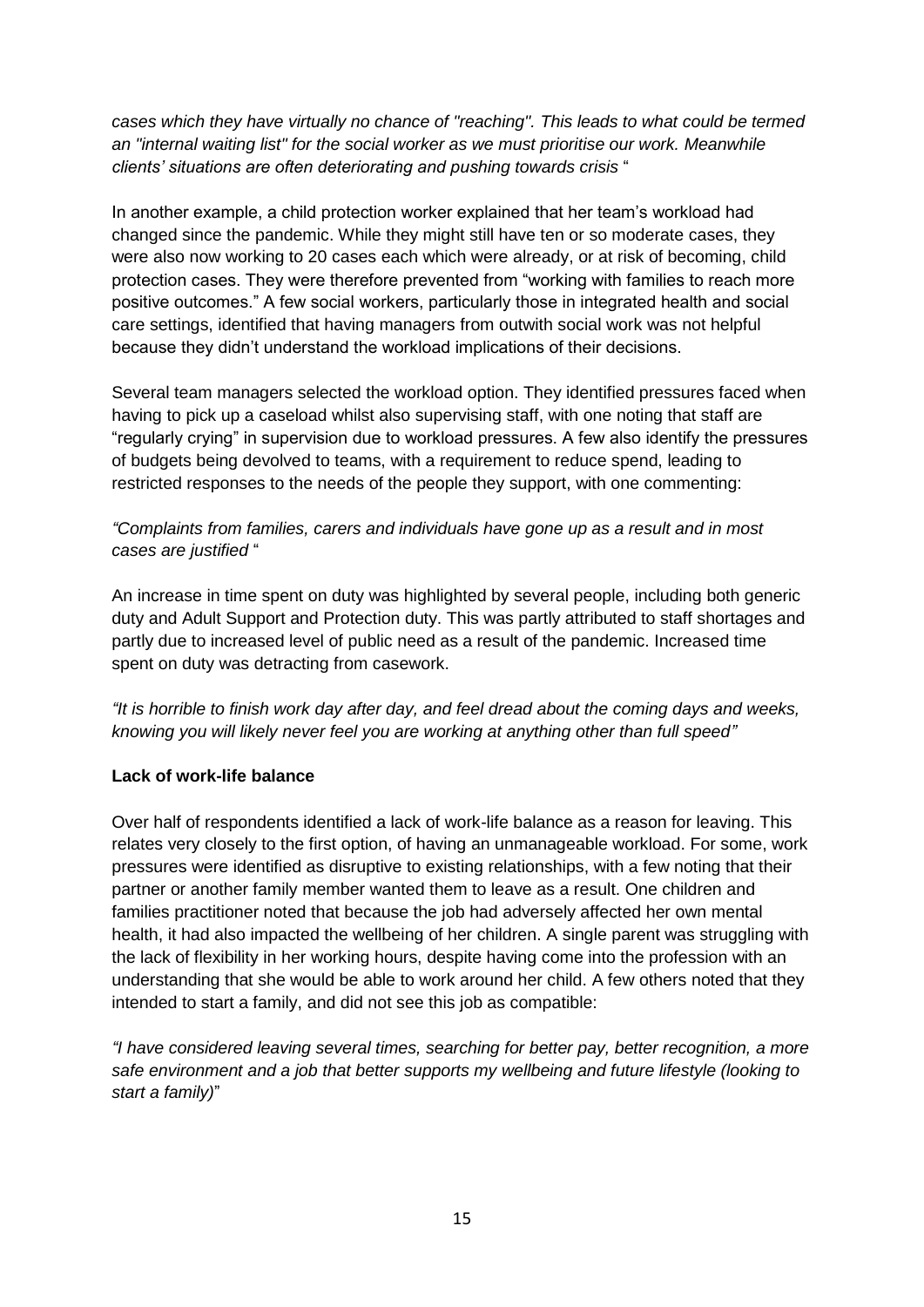*cases which they have virtually no chance of "reaching". This leads to what could be termed an "internal waiting list" for the social worker as we must prioritise our work. Meanwhile clients' situations are often deteriorating and pushing towards crisis* "

In another example, a child protection worker explained that her team's workload had changed since the pandemic. While they might still have ten or so moderate cases, they were also now working to 20 cases each which were already, or at risk of becoming, child protection cases. They were therefore prevented from "working with families to reach more positive outcomes." A few social workers, particularly those in integrated health and social care settings, identified that having managers from outwith social work was not helpful because they didn't understand the workload implications of their decisions.

Several team managers selected the workload option. They identified pressures faced when having to pick up a caseload whilst also supervising staff, with one noting that staff are "regularly crying" in supervision due to workload pressures. A few also identify the pressures of budgets being devolved to teams, with a requirement to reduce spend, leading to restricted responses to the needs of the people they support, with one commenting:

*"Complaints from families, carers and individuals have gone up as a result and in most cases are justified* "

An increase in time spent on duty was highlighted by several people, including both generic duty and Adult Support and Protection duty. This was partly attributed to staff shortages and partly due to increased level of public need as a result of the pandemic. Increased time spent on duty was detracting from casework.

*"It is horrible to finish work day after day, and feel dread about the coming days and weeks, knowing you will likely never feel you are working at anything other than full speed"*

**Lack of work-life balance**

Over half of respondents identified a lack of work-life balance as a reason for leaving. This relates very closely to the first option, of having an unmanageable workload. For some, work pressures were identified as disruptive to existing relationships, with a few noting that their partner or another family member wanted them to leave as a result. One children and families practitioner noted that because the job had adversely affected her own mental health, it had also impacted the wellbeing of her children. A single parent was struggling with the lack of flexibility in her working hours, despite having come into the profession with an understanding that she would be able to work around her child. A few others noted that they intended to start a family, and did not see this job as compatible:

*"I have considered leaving several times, searching for better pay, better recognition, a more safe environment and a job that better supports my wellbeing and future lifestyle (looking to start a family)*"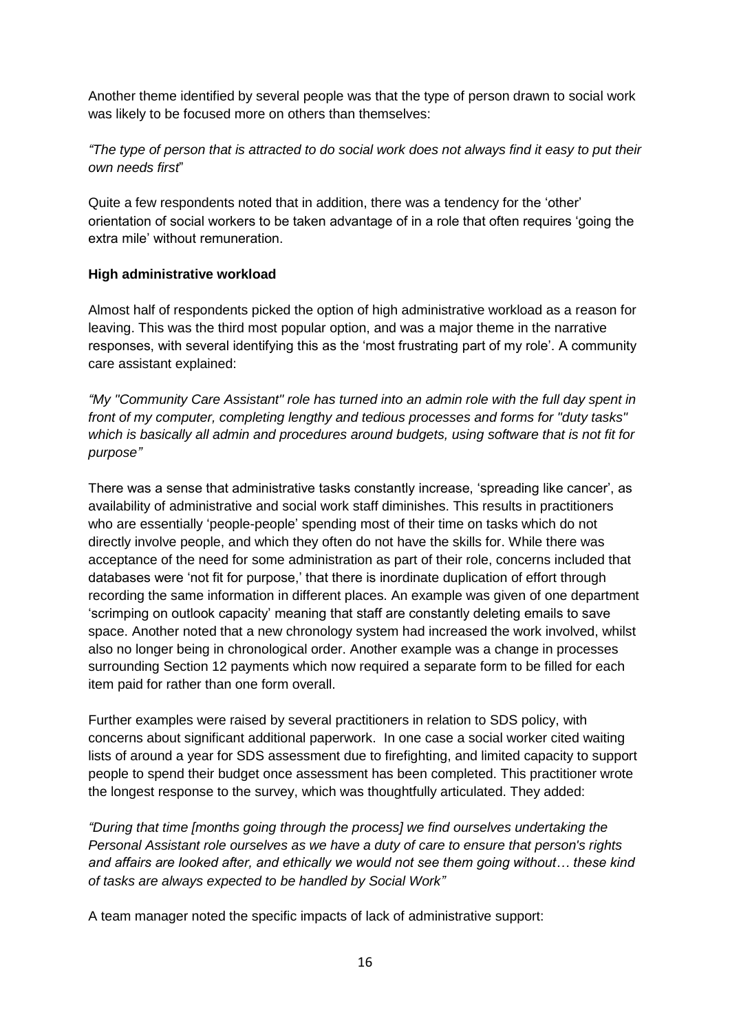Another theme identified by several people was that the type of person drawn to social work was likely to be focused more on others than themselves:

*"The type of person that is attracted to do social work does not always find it easy to put their own needs first*"

Quite a few respondents noted that in addition, there was a tendency for the 'other' orientation of social workers to be taken advantage of in a role that often requires 'going the extra mile' without remuneration.

**High administrative workload**

Almost half of respondents picked the option of high administrative workload as a reason for leaving. This was the third most popular option, and was a major theme in the narrative responses, with several identifying this as the 'most frustrating part of my role'. A community care assistant explained:

*"My "Community Care Assistant" role has turned into an admin role with the full day spent in front of my computer, completing lengthy and tedious processes and forms for "duty tasks" which is basically all admin and procedures around budgets, using software that is not fit for purpose"*

There was a sense that administrative tasks constantly increase, 'spreading like cancer', as availability of administrative and social work staff diminishes. This results in practitioners who are essentially 'people-people' spending most of their time on tasks which do not directly involve people, and which they often do not have the skills for. While there was acceptance of the need for some administration as part of their role, concerns included that databases were 'not fit for purpose,' that there is inordinate duplication of effort through recording the same information in different places. An example was given of one department 'scrimping on outlook capacity' meaning that staff are constantly deleting emails to save space. Another noted that a new chronology system had increased the work involved, whilst also no longer being in chronological order. Another example was a change in processes surrounding Section 12 payments which now required a separate form to be filled for each item paid for rather than one form overall.

Further examples were raised by several practitioners in relation to SDS policy, with concerns about significant additional paperwork. In one case a social worker cited waiting lists of around a year for SDS assessment due to firefighting, and limited capacity to support people to spend their budget once assessment has been completed. This practitioner wrote the longest response to the survey, which was thoughtfully articulated. They added:

*"During that time [months going through the process] we find ourselves undertaking the Personal Assistant role ourselves as we have a duty of care to ensure that person's rights and affairs are looked after, and ethically we would not see them going without… these kind of tasks are always expected to be handled by Social Work"*

A team manager noted the specific impacts of lack of administrative support: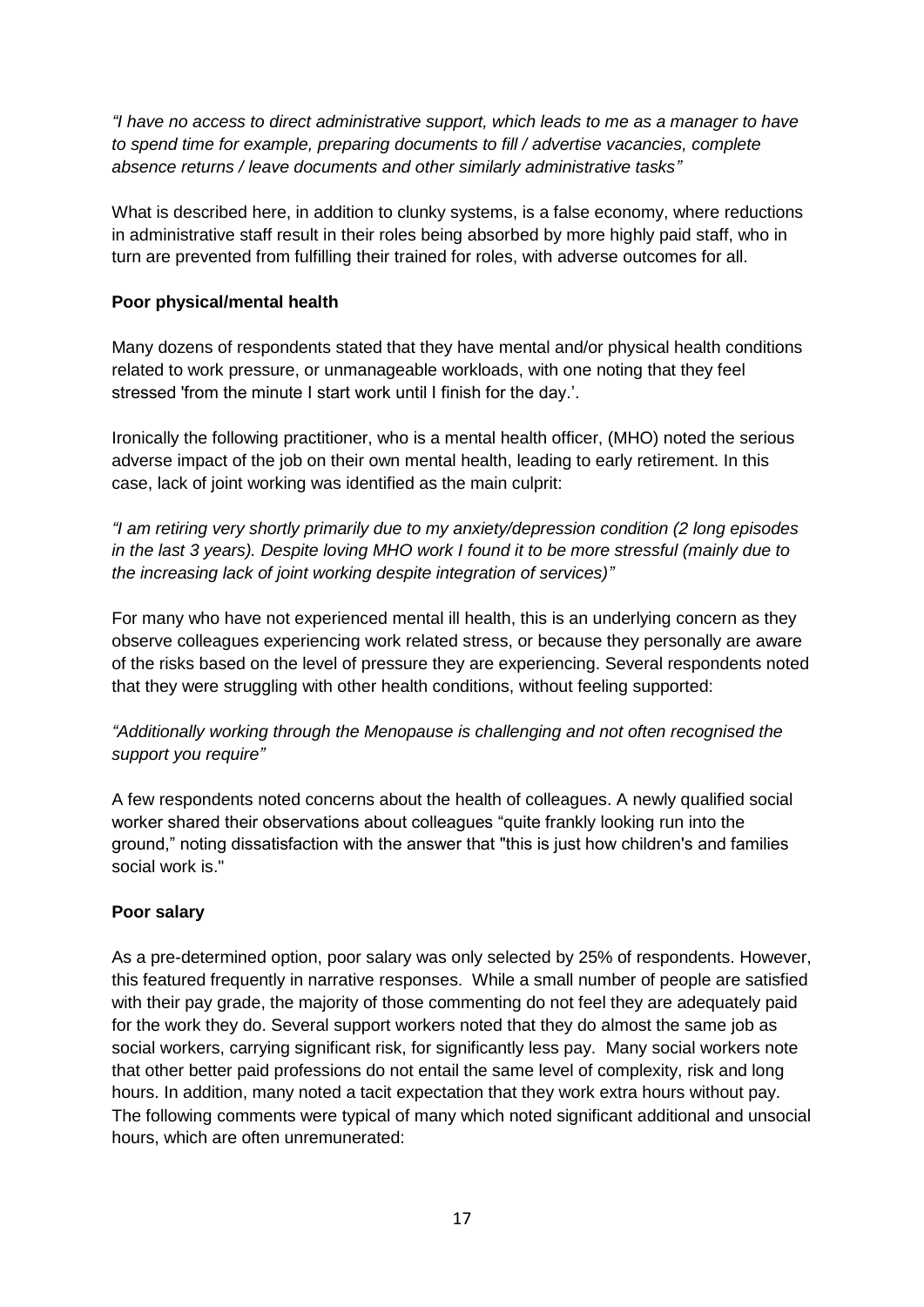*"I have no access to direct administrative support, which leads to me as a manager to have to spend time for example, preparing documents to fill / advertise vacancies, complete absence returns / leave documents and other similarly administrative tasks"*

What is described here, in addition to clunky systems, is a false economy, where reductions in administrative staff result in their roles being absorbed by more highly paid staff, who in turn are prevented from fulfilling their trained for roles, with adverse outcomes for all.

**Poor physical/mental health**

Many dozens of respondents stated that they have mental and/or physical health conditions related to work pressure, or unmanageable workloads, with one noting that they feel stressed 'from the minute I start work until I finish for the day.'.

Ironically the following practitioner, who is a mental health officer, (MHO) noted the serious adverse impact of the job on their own mental health, leading to early retirement. In this case, lack of joint working was identified as the main culprit:

*"I am retiring very shortly primarily due to my anxiety/depression condition (2 long episodes in the last 3 years). Despite loving MHO work I found it to be more stressful (mainly due to the increasing lack of joint working despite integration of services)"*

For many who have not experienced mental ill health, this is an underlying concern as they observe colleagues experiencing work related stress, or because they personally are aware of the risks based on the level of pressure they are experiencing. Several respondents noted that they were struggling with other health conditions, without feeling supported:

*"Additionally working through the Menopause is challenging and not often recognised the support you require"*

A few respondents noted concerns about the health of colleagues. A newly qualified social worker shared their observations about colleagues "quite frankly looking run into the ground," noting dissatisfaction with the answer that "this is just how children's and families social work is."

**Poor salary**

As a pre-determined option, poor salary was only selected by 25% of respondents. However, this featured frequently in narrative responses. While a small number of people are satisfied with their pay grade, the majority of those commenting do not feel they are adequately paid for the work they do. Several support workers noted that they do almost the same job as social workers, carrying significant risk, for significantly less pay. Many social workers note that other better paid professions do not entail the same level of complexity, risk and long hours. In addition, many noted a tacit expectation that they work extra hours without pay. The following comments were typical of many which noted significant additional and unsocial hours, which are often unremunerated: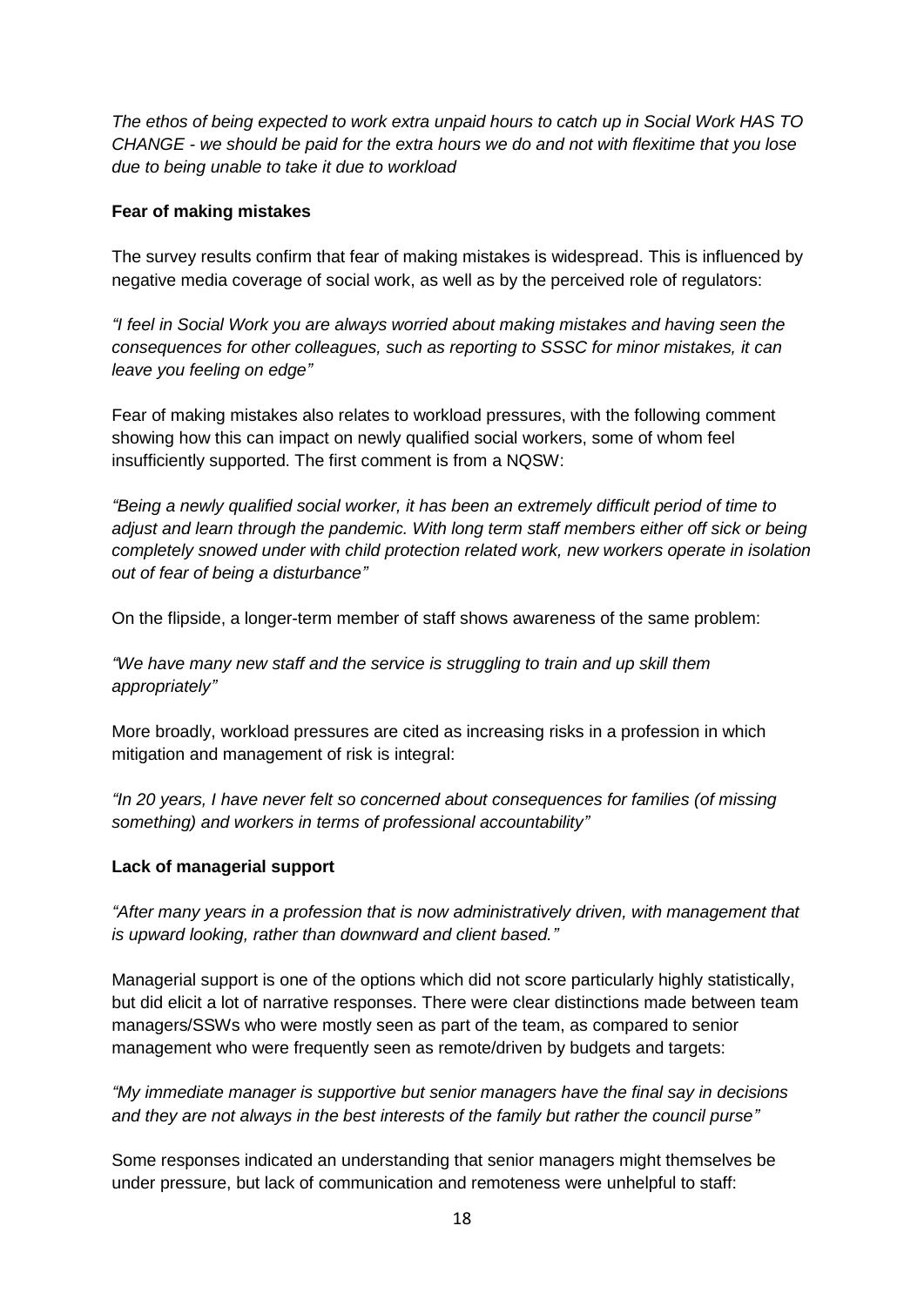*The ethos of being expected to work extra unpaid hours to catch up in Social Work HAS TO CHANGE - we should be paid for the extra hours we do and not with flexitime that you lose due to being unable to take it due to workload*

**Fear of making mistakes**

The survey results confirm that fear of making mistakes is widespread. This is influenced by negative media coverage of social work, as well as by the perceived role of regulators:

*"I feel in Social Work you are always worried about making mistakes and having seen the consequences for other colleagues, such as reporting to SSSC for minor mistakes, it can leave you feeling on edge"*

Fear of making mistakes also relates to workload pressures, with the following comment showing how this can impact on newly qualified social workers, some of whom feel insufficiently supported. The first comment is from a NQSW:

*"Being a newly qualified social worker, it has been an extremely difficult period of time to adjust and learn through the pandemic. With long term staff members either off sick or being completely snowed under with child protection related work, new workers operate in isolation out of fear of being a disturbance"*

On the flipside, a longer-term member of staff shows awareness of the same problem:

*"We have many new staff and the service is struggling to train and up skill them appropriately"*

More broadly, workload pressures are cited as increasing risks in a profession in which mitigation and management of risk is integral:

*"In 20 years, I have never felt so concerned about consequences for families (of missing something) and workers in terms of professional accountability"*

**Lack of managerial support**

*"After many years in a profession that is now administratively driven, with management that is upward looking, rather than downward and client based."*

Managerial support is one of the options which did not score particularly highly statistically, but did elicit a lot of narrative responses. There were clear distinctions made between team managers/SSWs who were mostly seen as part of the team, as compared to senior management who were frequently seen as remote/driven by budgets and targets:

*"My immediate manager is supportive but senior managers have the final say in decisions and they are not always in the best interests of the family but rather the council purse"*

Some responses indicated an understanding that senior managers might themselves be under pressure, but lack of communication and remoteness were unhelpful to staff: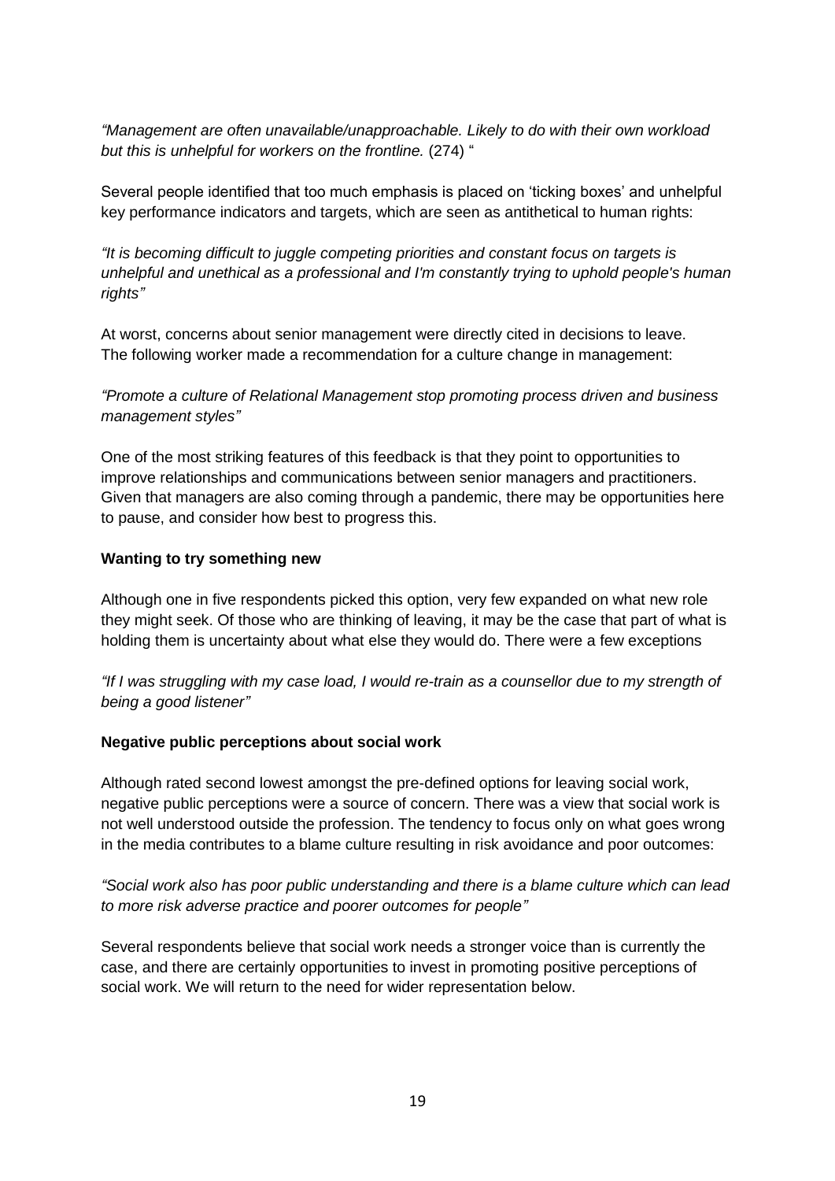*"Management are often unavailable/unapproachable. Likely to do with their own workload but this is unhelpful for workers on the frontline.* (274) "

Several people identified that too much emphasis is placed on 'ticking boxes' and unhelpful key performance indicators and targets, which are seen as antithetical to human rights:

*"It is becoming difficult to juggle competing priorities and constant focus on targets is unhelpful and unethical as a professional and I'm constantly trying to uphold people's human rights"*

At worst, concerns about senior management were directly cited in decisions to leave. The following worker made a recommendation for a culture change in management:

*"Promote a culture of Relational Management stop promoting process driven and business management styles"*

One of the most striking features of this feedback is that they point to opportunities to improve relationships and communications between senior managers and practitioners. Given that managers are also coming through a pandemic, there may be opportunities here to pause, and consider how best to progress this.

**Wanting to try something new**

Although one in five respondents picked this option, very few expanded on what new role they might seek. Of those who are thinking of leaving, it may be the case that part of what is holding them is uncertainty about what else they would do. There were a few exceptions

*"If I was struggling with my case load, I would re-train as a counsellor due to my strength of being a good listener"*

**Negative public perceptions about social work**

Although rated second lowest amongst the pre-defined options for leaving social work, negative public perceptions were a source of concern. There was a view that social work is not well understood outside the profession. The tendency to focus only on what goes wrong in the media contributes to a blame culture resulting in risk avoidance and poor outcomes:

*"Social work also has poor public understanding and there is a blame culture which can lead to more risk adverse practice and poorer outcomes for people"*

Several respondents believe that social work needs a stronger voice than is currently the case, and there are certainly opportunities to invest in promoting positive perceptions of social work. We will return to the need for wider representation below.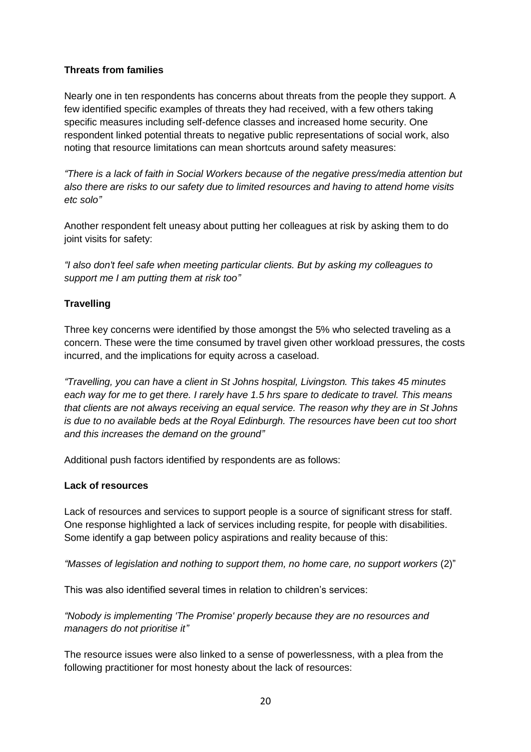**Threats from families**

Nearly one in ten respondents has concerns about threats from the people they support. A few identified specific examples of threats they had received, with a few others taking specific measures including self-defence classes and increased home security. One respondent linked potential threats to negative public representations of social work, also noting that resource limitations can mean shortcuts around safety measures:

*"There is a lack of faith in Social Workers because of the negative press/media attention but also there are risks to our safety due to limited resources and having to attend home visits etc solo"*

Another respondent felt uneasy about putting her colleagues at risk by asking them to do joint visits for safety:

*"I also don't feel safe when meeting particular clients. But by asking my colleagues to support me I am putting them at risk too"*

**Travelling**

Three key concerns were identified by those amongst the 5% who selected traveling as a concern. These were the time consumed by travel given other workload pressures, the costs incurred, and the implications for equity across a caseload.

*"Travelling, you can have a client in St Johns hospital, Livingston. This takes 45 minutes each way for me to get there. I rarely have 1.5 hrs spare to dedicate to travel. This means that clients are not always receiving an equal service. The reason why they are in St Johns is due to no available beds at the Royal Edinburgh. The resources have been cut too short and this increases the demand on the ground"*

Additional push factors identified by respondents are as follows:

**Lack of resources**

Lack of resources and services to support people is a source of significant stress for staff. One response highlighted a lack of services including respite, for people with disabilities. Some identify a gap between policy aspirations and reality because of this:

*"Masses of legislation and nothing to support them, no home care, no support workers* (2)"

This was also identified several times in relation to children's services:

*"Nobody is implementing 'The Promise' properly because they are no resources and managers do not prioritise it"*

The resource issues were also linked to a sense of powerlessness, with a plea from the following practitioner for most honesty about the lack of resources: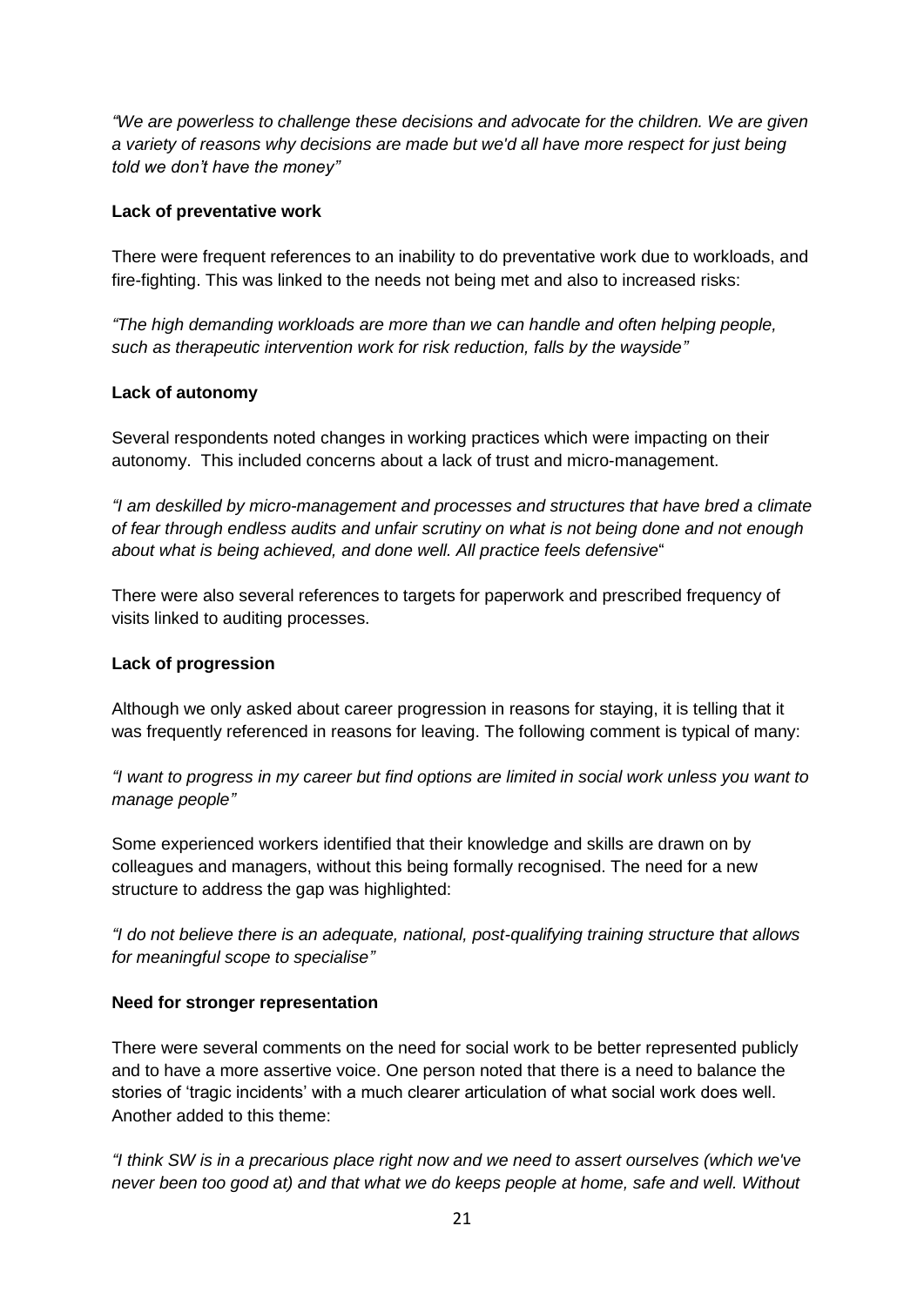*"We are powerless to challenge these decisions and advocate for the children. We are given a variety of reasons why decisions are made but we'd all have more respect for just being told we don't have the money"*

**Lack of preventative work**

There were frequent references to an inability to do preventative work due to workloads, and fire-fighting. This was linked to the needs not being met and also to increased risks:

*"The high demanding workloads are more than we can handle and often helping people, such as therapeutic intervention work for risk reduction, falls by the wayside"*

**Lack of autonomy**

Several respondents noted changes in working practices which were impacting on their autonomy. This included concerns about a lack of trust and micro-management.

*"I am deskilled by micro-management and processes and structures that have bred a climate of fear through endless audits and unfair scrutiny on what is not being done and not enough about what is being achieved, and done well. All practice feels defensive*"

There were also several references to targets for paperwork and prescribed frequency of visits linked to auditing processes.

**Lack of progression**

Although we only asked about career progression in reasons for staying, it is telling that it was frequently referenced in reasons for leaving. The following comment is typical of many:

*"I want to progress in my career but find options are limited in social work unless you want to manage people"*

Some experienced workers identified that their knowledge and skills are drawn on by colleagues and managers, without this being formally recognised. The need for a new structure to address the gap was highlighted:

*"I do not believe there is an adequate, national, post-qualifying training structure that allows for meaningful scope to specialise"*

**Need for stronger representation**

There were several comments on the need for social work to be better represented publicly and to have a more assertive voice. One person noted that there is a need to balance the stories of 'tragic incidents' with a much clearer articulation of what social work does well. Another added to this theme:

*"I think SW is in a precarious place right now and we need to assert ourselves (which we've never been too good at) and that what we do keeps people at home, safe and well. Without*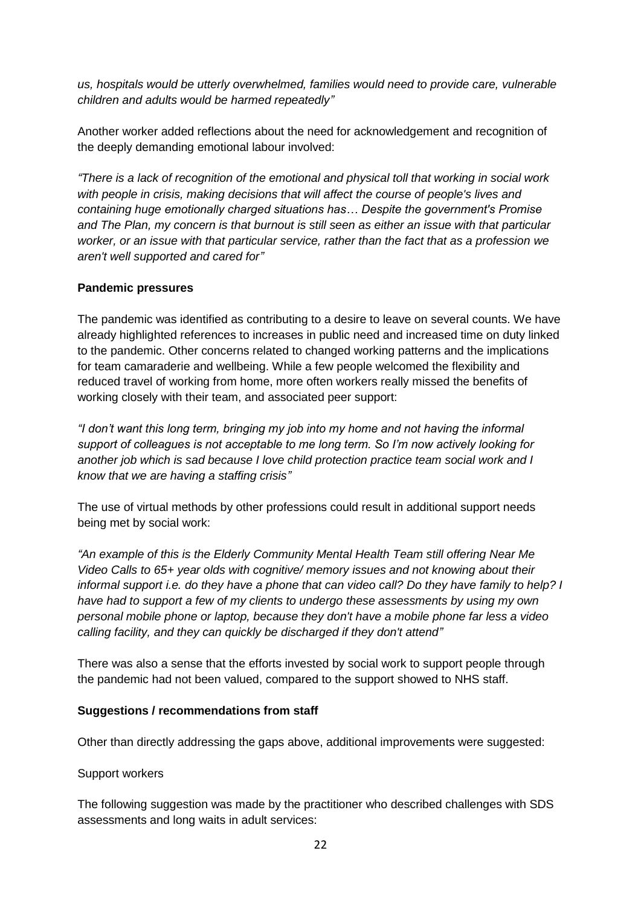*us, hospitals would be utterly overwhelmed, families would need to provide care, vulnerable children and adults would be harmed repeatedly"*

Another worker added reflections about the need for acknowledgement and recognition of the deeply demanding emotional labour involved:

*"There is a lack of recognition of the emotional and physical toll that working in social work with people in crisis, making decisions that will affect the course of people's lives and containing huge emotionally charged situations has… Despite the government's Promise and The Plan, my concern is that burnout is still seen as either an issue with that particular worker, or an issue with that particular service, rather than the fact that as a profession we aren't well supported and cared for"*

**Pandemic pressures**

The pandemic was identified as contributing to a desire to leave on several counts. We have already highlighted references to increases in public need and increased time on duty linked to the pandemic. Other concerns related to changed working patterns and the implications for team camaraderie and wellbeing. While a few people welcomed the flexibility and reduced travel of working from home, more often workers really missed the benefits of working closely with their team, and associated peer support:

*"I don't want this long term, bringing my job into my home and not having the informal support of colleagues is not acceptable to me long term. So I'm now actively looking for another job which is sad because I love child protection practice team social work and I know that we are having a staffing crisis"*

The use of virtual methods by other professions could result in additional support needs being met by social work:

*"An example of this is the Elderly Community Mental Health Team still offering Near Me Video Calls to 65+ year olds with cognitive/ memory issues and not knowing about their informal support i.e. do they have a phone that can video call? Do they have family to help? I have had to support a few of my clients to undergo these assessments by using my own personal mobile phone or laptop, because they don't have a mobile phone far less a video calling facility, and they can quickly be discharged if they don't attend"*

There was also a sense that the efforts invested by social work to support people through the pandemic had not been valued, compared to the support showed to NHS staff.

**Suggestions / recommendations from staff**

Other than directly addressing the gaps above, additional improvements were suggested:

Support workers

The following suggestion was made by the practitioner who described challenges with SDS assessments and long waits in adult services: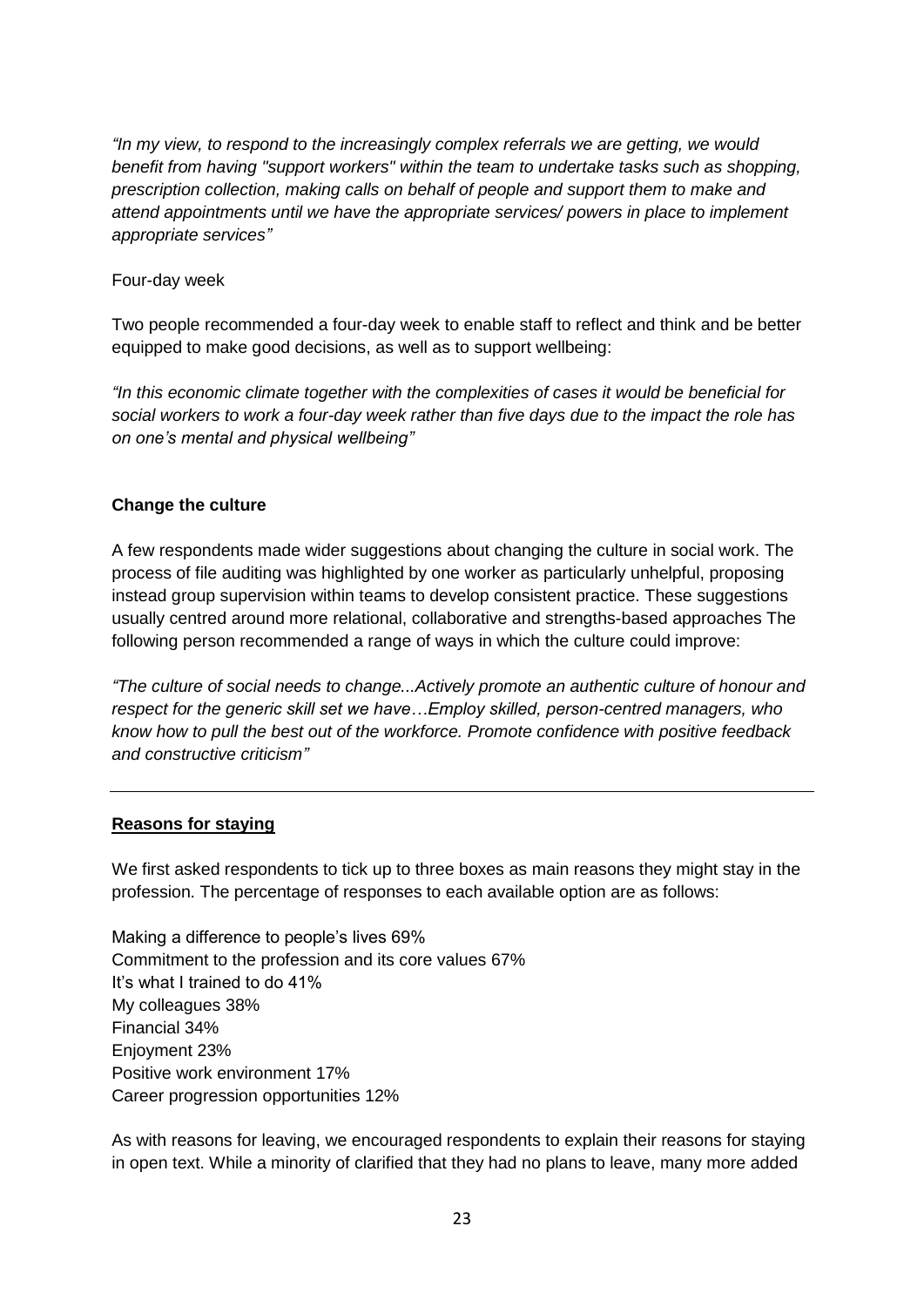*"In my view, to respond to the increasingly complex referrals we are getting, we would benefit from having "support workers" within the team to undertake tasks such as shopping, prescription collection, making calls on behalf of people and support them to make and attend appointments until we have the appropriate services/ powers in place to implement appropriate services"*

Four-day week

Two people recommended a four-day week to enable staff to reflect and think and be better equipped to make good decisions, as well as to support wellbeing:

*"In this economic climate together with the complexities of cases it would be beneficial for social workers to work a four-day week rather than five days due to the impact the role has on one's mental and physical wellbeing"*

**Change the culture**

A few respondents made wider suggestions about changing the culture in social work. The process of file auditing was highlighted by one worker as particularly unhelpful, proposing instead group supervision within teams to develop consistent practice. These suggestions usually centred around more relational, collaborative and strengths-based approaches The following person recommended a range of ways in which the culture could improve:

*"The culture of social needs to change...Actively promote an authentic culture of honour and respect for the generic skill set we have…Employ skilled, person-centred managers, who know how to pull the best out of the workforce. Promote confidence with positive feedback and constructive criticism"*

---

**Reasons for staying**

We first asked respondents to tick up to three boxes as main reasons they might stay in the profession. The percentage of responses to each available option are as follows:

Making a difference to people's lives 69%
Commitment to the profession and its core values 67%
It's what I trained to do 41%
My colleagues 38%
Financial 34%
Enjoyment 23%
Positive work environment 17%
Career progression opportunities 12%

As with reasons for leaving, we encouraged respondents to explain their reasons for staying in open text. While a minority of clarified that they had no plans to leave, many more added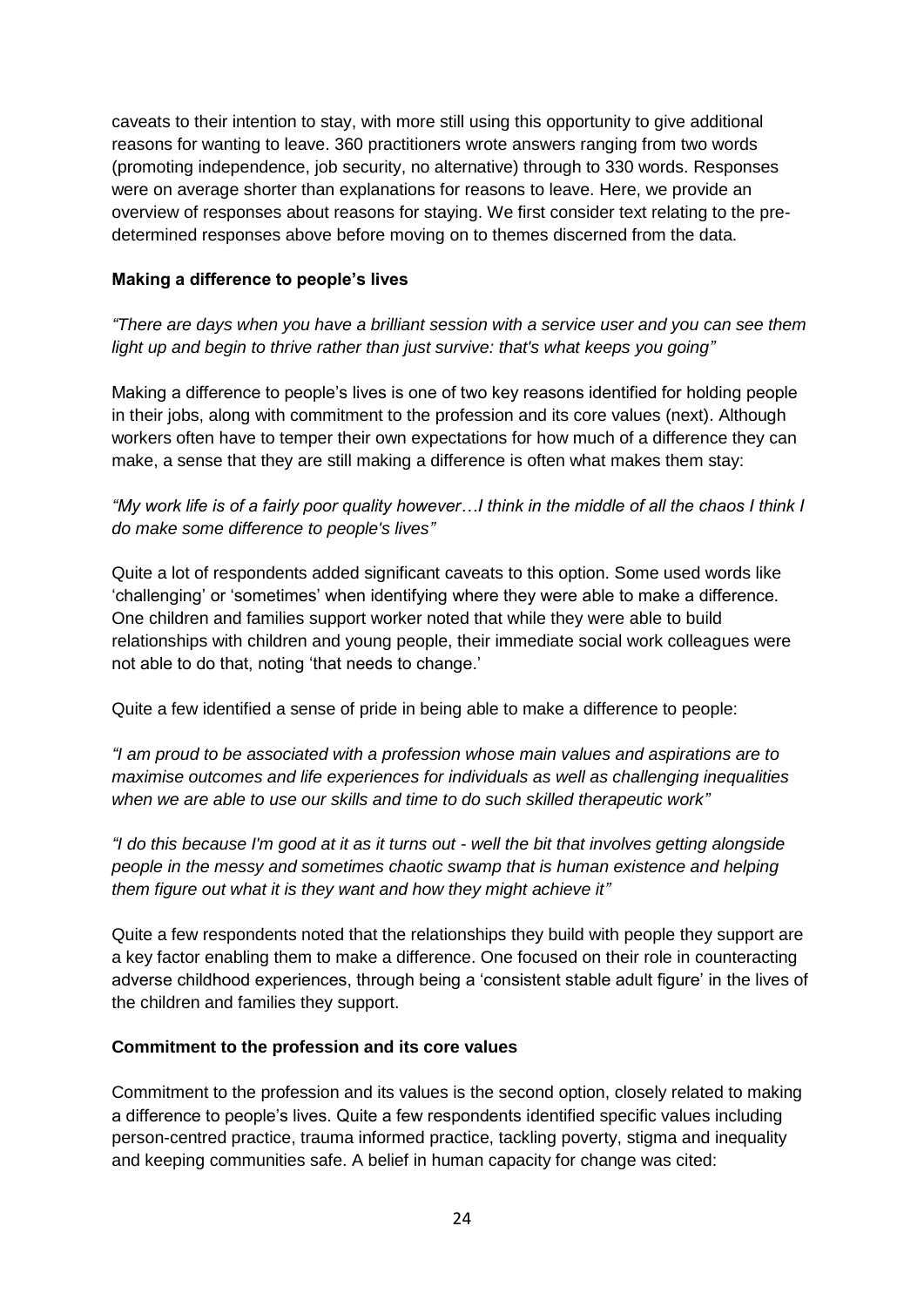caveats to their intention to stay, with more still using this opportunity to give additional reasons for wanting to leave. 360 practitioners wrote answers ranging from two words (promoting independence, job security, no alternative) through to 330 words. Responses were on average shorter than explanations for reasons to leave. Here, we provide an overview of responses about reasons for staying. We first consider text relating to the pre-determined responses above before moving on to themes discerned from the data.

### Making a difference to people's lives

*"There are days when you have a brilliant session with a service user and you can see them light up and begin to thrive rather than just survive: that's what keeps you going"*

Making a difference to people's lives is one of two key reasons identified for holding people in their jobs, along with commitment to the profession and its core values (next). Although workers often have to temper their own expectations for how much of a difference they can make, a sense that they are still making a difference is often what makes them stay:

*"My work life is of a fairly poor quality however…I think in the middle of all the chaos I think I do make some difference to people's lives"*

Quite a lot of respondents added significant caveats to this option. Some used words like 'challenging' or 'sometimes' when identifying where they were able to make a difference. One children and families support worker noted that while they were able to build relationships with children and young people, their immediate social work colleagues were not able to do that, noting 'that needs to change.'

Quite a few identified a sense of pride in being able to make a difference to people:

*"I am proud to be associated with a profession whose main values and aspirations are to maximise outcomes and life experiences for individuals as well as challenging inequalities when we are able to use our skills and time to do such skilled therapeutic work"*

*"I do this because I'm good at it as it turns out - well the bit that involves getting alongside people in the messy and sometimes chaotic swamp that is human existence and helping them figure out what it is they want and how they might achieve it"*

Quite a few respondents noted that the relationships they build with people they support are a key factor enabling them to make a difference. One focused on their role in counteracting adverse childhood experiences, through being a 'consistent stable adult figure' in the lives of the children and families they support.

### Commitment to the profession and its core values

Commitment to the profession and its values is the second option, closely related to making a difference to people's lives. Quite a few respondents identified specific values including person-centred practice, trauma informed practice, tackling poverty, stigma and inequality and keeping communities safe. A belief in human capacity for change was cited: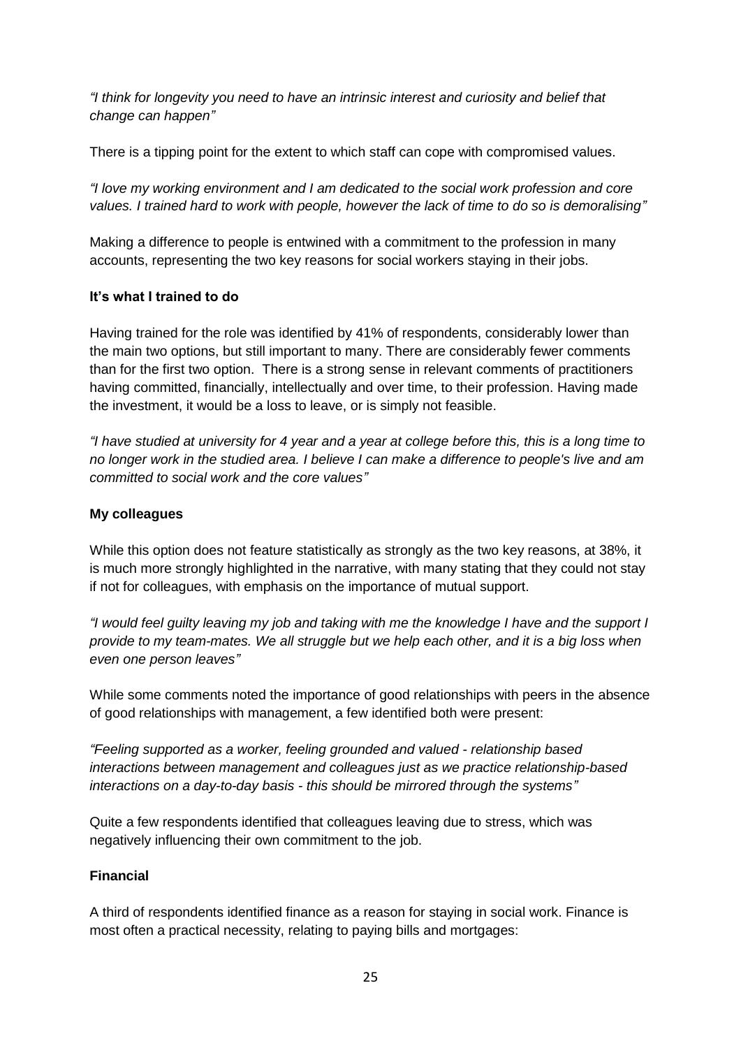*"I think for longevity you need to have an intrinsic interest and curiosity and belief that change can happen"*

There is a tipping point for the extent to which staff can cope with compromised values.

*"I love my working environment and I am dedicated to the social work profession and core values. I trained hard to work with people, however the lack of time to do so is demoralising"*

Making a difference to people is entwined with a commitment to the profession in many accounts, representing the two key reasons for social workers staying in their jobs.

**It's what I trained to do**

Having trained for the role was identified by 41% of respondents, considerably lower than the main two options, but still important to many. There are considerably fewer comments than for the first two option. There is a strong sense in relevant comments of practitioners having committed, financially, intellectually and over time, to their profession. Having made the investment, it would be a loss to leave, or is simply not feasible.

*"I have studied at university for 4 year and a year at college before this, this is a long time to no longer work in the studied area. I believe I can make a difference to people's live and am committed to social work and the core values"*

**My colleagues**

While this option does not feature statistically as strongly as the two key reasons, at 38%, it is much more strongly highlighted in the narrative, with many stating that they could not stay if not for colleagues, with emphasis on the importance of mutual support.

*"I would feel guilty leaving my job and taking with me the knowledge I have and the support I provide to my team-mates. We all struggle but we help each other, and it is a big loss when even one person leaves"*

While some comments noted the importance of good relationships with peers in the absence of good relationships with management, a few identified both were present:

*"Feeling supported as a worker, feeling grounded and valued - relationship based interactions between management and colleagues just as we practice relationship-based interactions on a day-to-day basis - this should be mirrored through the systems"*

Quite a few respondents identified that colleagues leaving due to stress, which was negatively influencing their own commitment to the job.

**Financial**

A third of respondents identified finance as a reason for staying in social work. Finance is most often a practical necessity, relating to paying bills and mortgages: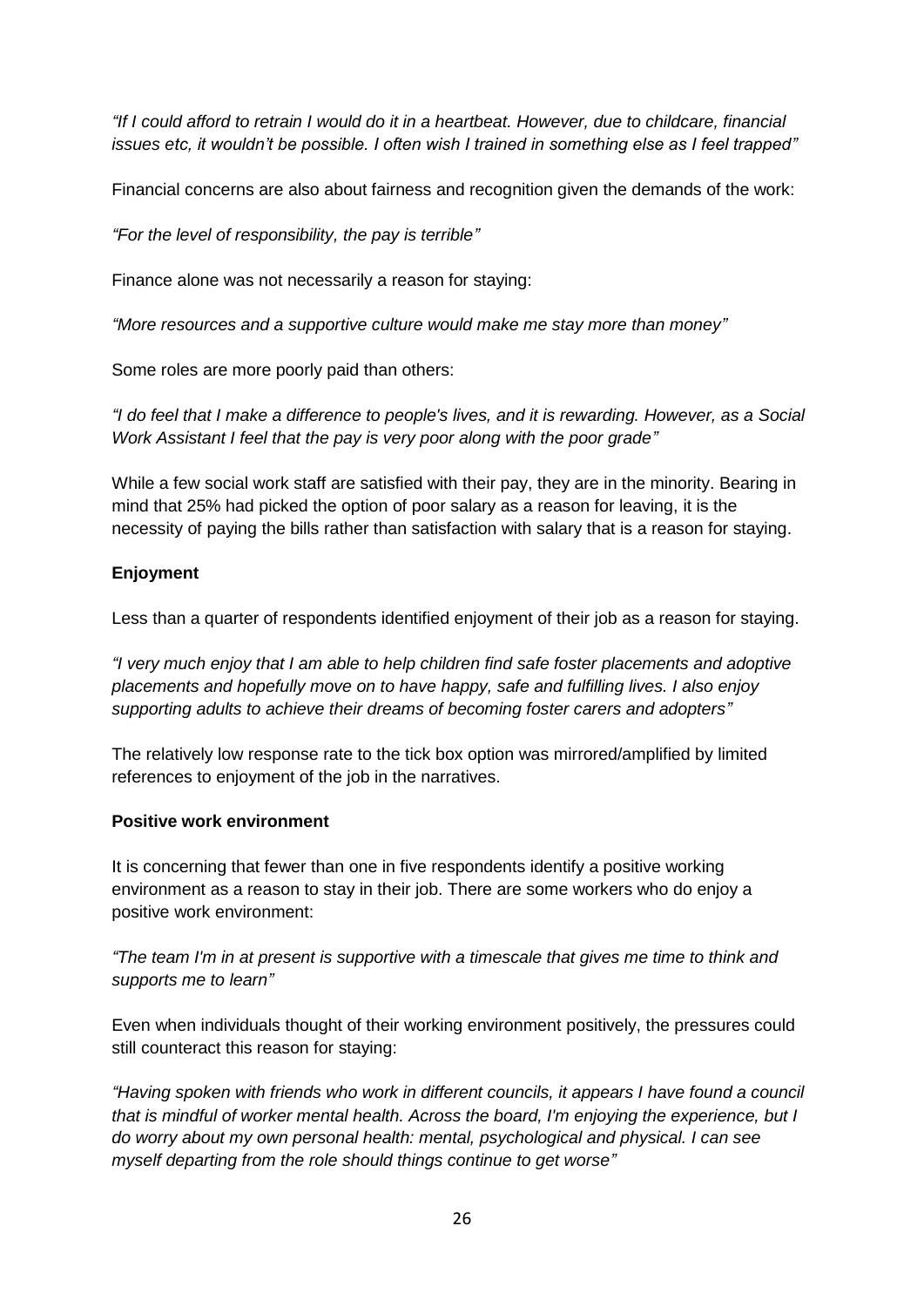*"If I could afford to retrain I would do it in a heartbeat. However, due to childcare, financial issues etc, it wouldn't be possible. I often wish I trained in something else as I feel trapped"*

Financial concerns are also about fairness and recognition given the demands of the work:

*"For the level of responsibility, the pay is terrible"*

Finance alone was not necessarily a reason for staying:

*"More resources and a supportive culture would make me stay more than money"*

Some roles are more poorly paid than others:

*"I do feel that I make a difference to people's lives, and it is rewarding. However, as a Social Work Assistant I feel that the pay is very poor along with the poor grade"*

While a few social work staff are satisfied with their pay, they are in the minority. Bearing in mind that 25% had picked the option of poor salary as a reason for leaving, it is the necessity of paying the bills rather than satisfaction with salary that is a reason for staying.

**Enjoyment**

Less than a quarter of respondents identified enjoyment of their job as a reason for staying.

*"I very much enjoy that I am able to help children find safe foster placements and adoptive placements and hopefully move on to have happy, safe and fulfilling lives. I also enjoy supporting adults to achieve their dreams of becoming foster carers and adopters"*

The relatively low response rate to the tick box option was mirrored/amplified by limited references to enjoyment of the job in the narratives.

**Positive work environment**

It is concerning that fewer than one in five respondents identify a positive working environment as a reason to stay in their job. There are some workers who do enjoy a positive work environment:

*"The team I'm in at present is supportive with a timescale that gives me time to think and supports me to learn"*

Even when individuals thought of their working environment positively, the pressures could still counteract this reason for staying:

*"Having spoken with friends who work in different councils, it appears I have found a council that is mindful of worker mental health. Across the board, I'm enjoying the experience, but I do worry about my own personal health: mental, psychological and physical. I can see myself departing from the role should things continue to get worse"*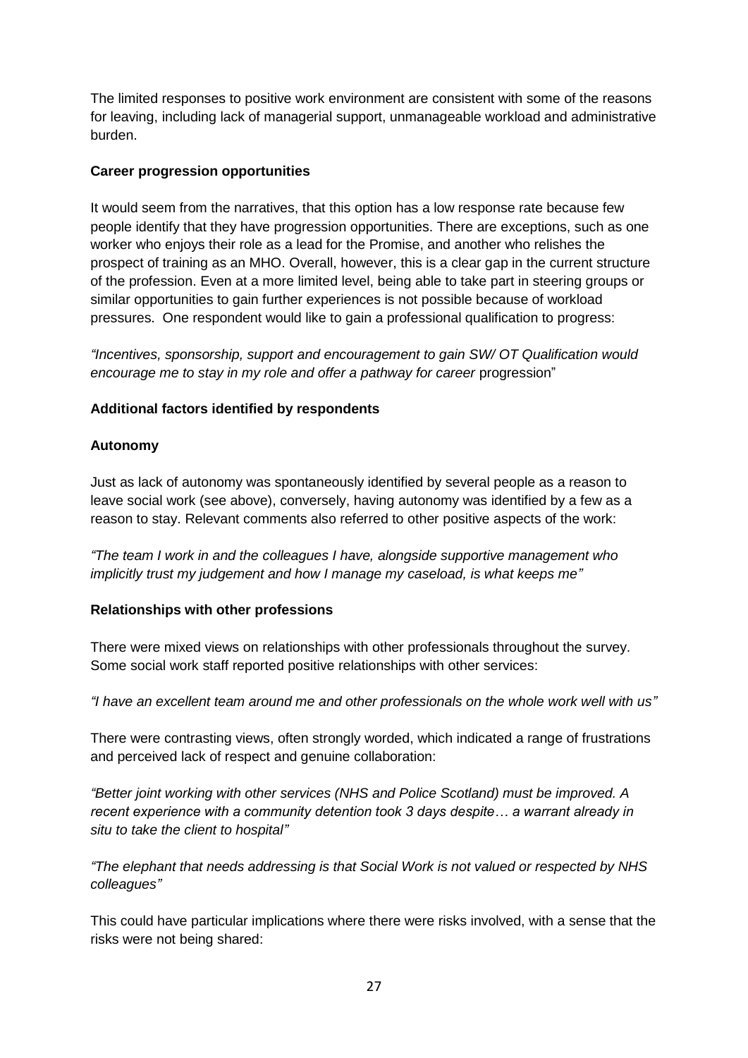The limited responses to positive work environment are consistent with some of the reasons for leaving, including lack of managerial support, unmanageable workload and administrative burden.

**Career progression opportunities**

It would seem from the narratives, that this option has a low response rate because few people identify that they have progression opportunities. There are exceptions, such as one worker who enjoys their role as a lead for the Promise, and another who relishes the prospect of training as an MHO. Overall, however, this is a clear gap in the current structure of the profession. Even at a more limited level, being able to take part in steering groups or similar opportunities to gain further experiences is not possible because of workload pressures. One respondent would like to gain a professional qualification to progress:

*"Incentives, sponsorship, support and encouragement to gain SW/ OT Qualification would encourage me to stay in my role and offer a pathway for career* progression"

**Additional factors identified by respondents**

**Autonomy**

Just as lack of autonomy was spontaneously identified by several people as a reason to leave social work (see above), conversely, having autonomy was identified by a few as a reason to stay. Relevant comments also referred to other positive aspects of the work:

*"The team I work in and the colleagues I have, alongside supportive management who implicitly trust my judgement and how I manage my caseload, is what keeps me"*

**Relationships with other professions**

There were mixed views on relationships with other professionals throughout the survey. Some social work staff reported positive relationships with other services:

*"I have an excellent team around me and other professionals on the whole work well with us"*

There were contrasting views, often strongly worded, which indicated a range of frustrations and perceived lack of respect and genuine collaboration:

*"Better joint working with other services (NHS and Police Scotland) must be improved. A recent experience with a community detention took 3 days despite… a warrant already in situ to take the client to hospital"*

*"The elephant that needs addressing is that Social Work is not valued or respected by NHS colleagues"*

This could have particular implications where there were risks involved, with a sense that the risks were not being shared: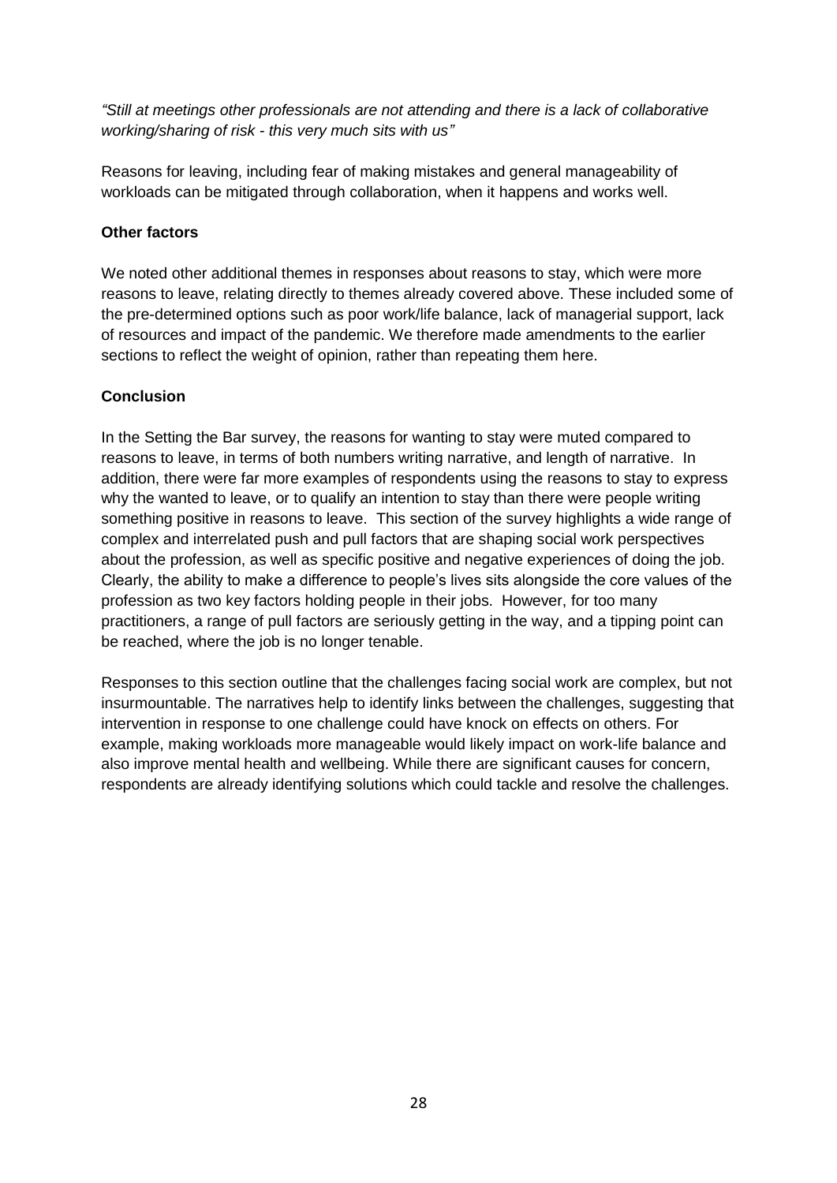*"Still at meetings other professionals are not attending and there is a lack of collaborative working/sharing of risk - this very much sits with us"*

Reasons for leaving, including fear of making mistakes and general manageability of workloads can be mitigated through collaboration, when it happens and works well.

**Other factors**

We noted other additional themes in responses about reasons to stay, which were more reasons to leave, relating directly to themes already covered above. These included some of the pre-determined options such as poor work/life balance, lack of managerial support, lack of resources and impact of the pandemic. We therefore made amendments to the earlier sections to reflect the weight of opinion, rather than repeating them here.

**Conclusion**

In the Setting the Bar survey, the reasons for wanting to stay were muted compared to reasons to leave, in terms of both numbers writing narrative, and length of narrative. In addition, there were far more examples of respondents using the reasons to stay to express why the wanted to leave, or to qualify an intention to stay than there were people writing something positive in reasons to leave. This section of the survey highlights a wide range of complex and interrelated push and pull factors that are shaping social work perspectives about the profession, as well as specific positive and negative experiences of doing the job. Clearly, the ability to make a difference to people's lives sits alongside the core values of the profession as two key factors holding people in their jobs. However, for too many practitioners, a range of pull factors are seriously getting in the way, and a tipping point can be reached, where the job is no longer tenable.

Responses to this section outline that the challenges facing social work are complex, but not insurmountable. The narratives help to identify links between the challenges, suggesting that intervention in response to one challenge could have knock on effects on others. For example, making workloads more manageable would likely impact on work-life balance and also improve mental health and wellbeing. While there are significant causes for concern, respondents are already identifying solutions which could tackle and resolve the challenges.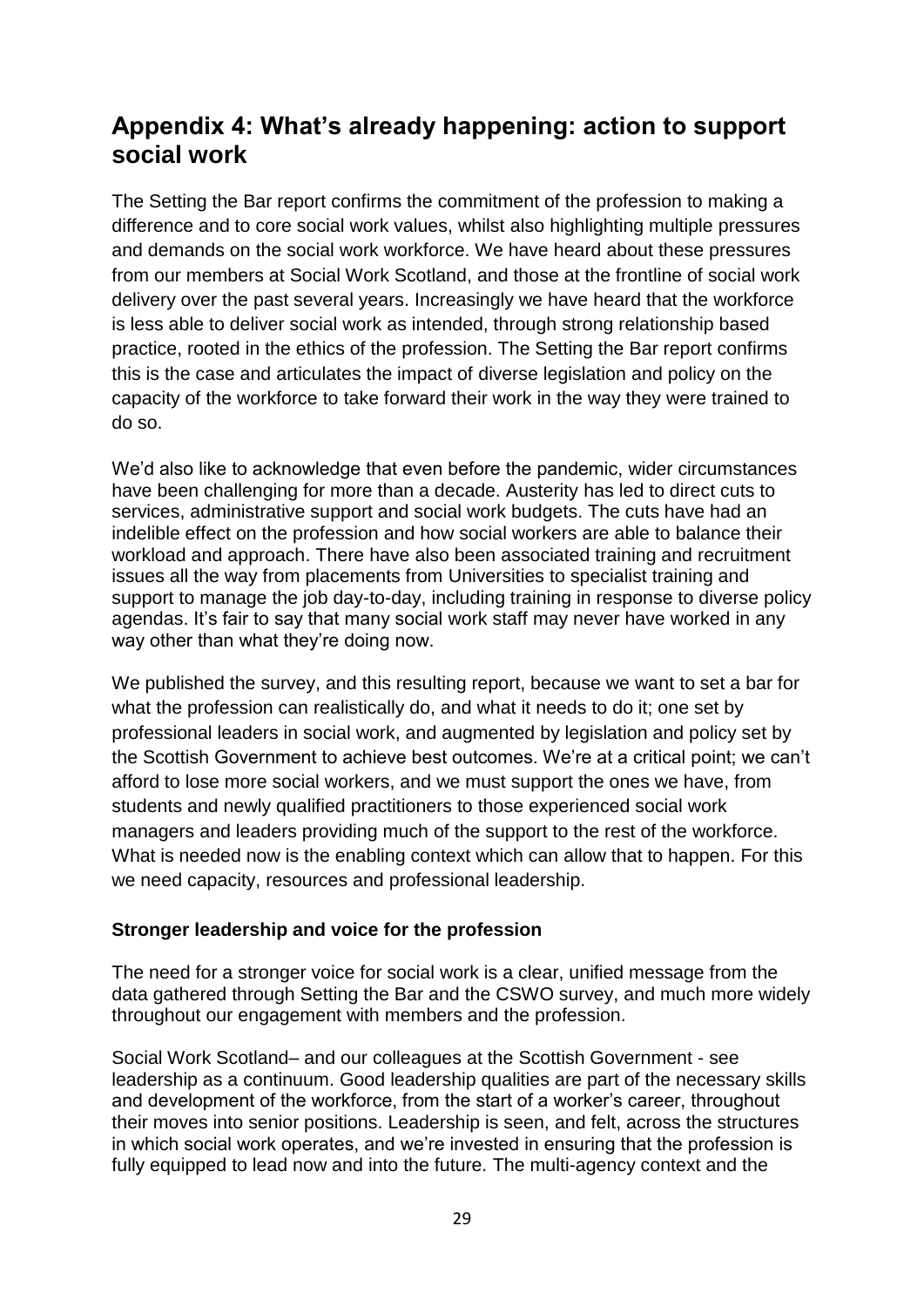# Appendix 4: What's already happening: action to support social work

The Setting the Bar report confirms the commitment of the profession to making a difference and to core social work values, whilst also highlighting multiple pressures and demands on the social work workforce. We have heard about these pressures from our members at Social Work Scotland, and those at the frontline of social work delivery over the past several years. Increasingly we have heard that the workforce is less able to deliver social work as intended, through strong relationship based practice, rooted in the ethics of the profession. The Setting the Bar report confirms this is the case and articulates the impact of diverse legislation and policy on the capacity of the workforce to take forward their work in the way they were trained to do so.

We'd also like to acknowledge that even before the pandemic, wider circumstances have been challenging for more than a decade. Austerity has led to direct cuts to services, administrative support and social work budgets. The cuts have had an indelible effect on the profession and how social workers are able to balance their workload and approach. There have also been associated training and recruitment issues all the way from placements from Universities to specialist training and support to manage the job day-to-day, including training in response to diverse policy agendas. It's fair to say that many social work staff may never have worked in any way other than what they're doing now.

We published the survey, and this resulting report, because we want to set a bar for what the profession can realistically do, and what it needs to do it; one set by professional leaders in social work, and augmented by legislation and policy set by the Scottish Government to achieve best outcomes. We're at a critical point; we can't afford to lose more social workers, and we must support the ones we have, from students and newly qualified practitioners to those experienced social work managers and leaders providing much of the support to the rest of the workforce. What is needed now is the enabling context which can allow that to happen. For this we need capacity, resources and professional leadership.

**Stronger leadership and voice for the profession**

The need for a stronger voice for social work is a clear, unified message from the data gathered through Setting the Bar and the CSWO survey, and much more widely throughout our engagement with members and the profession.

Social Work Scotland– and our colleagues at the Scottish Government - see leadership as a continuum. Good leadership qualities are part of the necessary skills and development of the workforce, from the start of a worker's career, throughout their moves into senior positions. Leadership is seen, and felt, across the structures in which social work operates, and we're invested in ensuring that the profession is fully equipped to lead now and into the future. The multi-agency context and the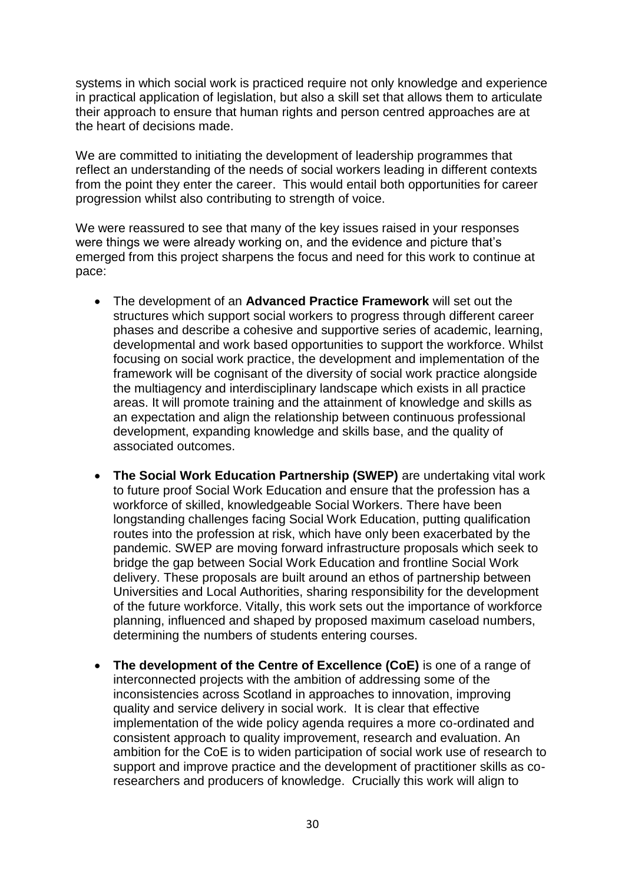systems in which social work is practiced require not only knowledge and experience in practical application of legislation, but also a skill set that allows them to articulate their approach to ensure that human rights and person centred approaches are at the heart of decisions made.

We are committed to initiating the development of leadership programmes that reflect an understanding of the needs of social workers leading in different contexts from the point they enter the career. This would entail both opportunities for career progression whilst also contributing to strength of voice.

We were reassured to see that many of the key issues raised in your responses were things we were already working on, and the evidence and picture that's emerged from this project sharpens the focus and need for this work to continue at pace:

- The development of an **Advanced Practice Framework** will set out the structures which support social workers to progress through different career phases and describe a cohesive and supportive series of academic, learning, developmental and work based opportunities to support the workforce. Whilst focusing on social work practice, the development and implementation of the framework will be cognisant of the diversity of social work practice alongside the multiagency and interdisciplinary landscape which exists in all practice areas. It will promote training and the attainment of knowledge and skills as an expectation and align the relationship between continuous professional development, expanding knowledge and skills base, and the quality of associated outcomes.

- **The Social Work Education Partnership (SWEP)** are undertaking vital work to future proof Social Work Education and ensure that the profession has a workforce of skilled, knowledgeable Social Workers. There have been longstanding challenges facing Social Work Education, putting qualification routes into the profession at risk, which have only been exacerbated by the pandemic. SWEP are moving forward infrastructure proposals which seek to bridge the gap between Social Work Education and frontline Social Work delivery. These proposals are built around an ethos of partnership between Universities and Local Authorities, sharing responsibility for the development of the future workforce. Vitally, this work sets out the importance of workforce planning, influenced and shaped by proposed maximum caseload numbers, determining the numbers of students entering courses.

- **The development of the Centre of Excellence (CoE)** is one of a range of interconnected projects with the ambition of addressing some of the inconsistencies across Scotland in approaches to innovation, improving quality and service delivery in social work. It is clear that effective implementation of the wide policy agenda requires a more co-ordinated and consistent approach to quality improvement, research and evaluation. An ambition for the CoE is to widen participation of social work use of research to support and improve practice and the development of practitioner skills as co-researchers and producers of knowledge. Crucially this work will align to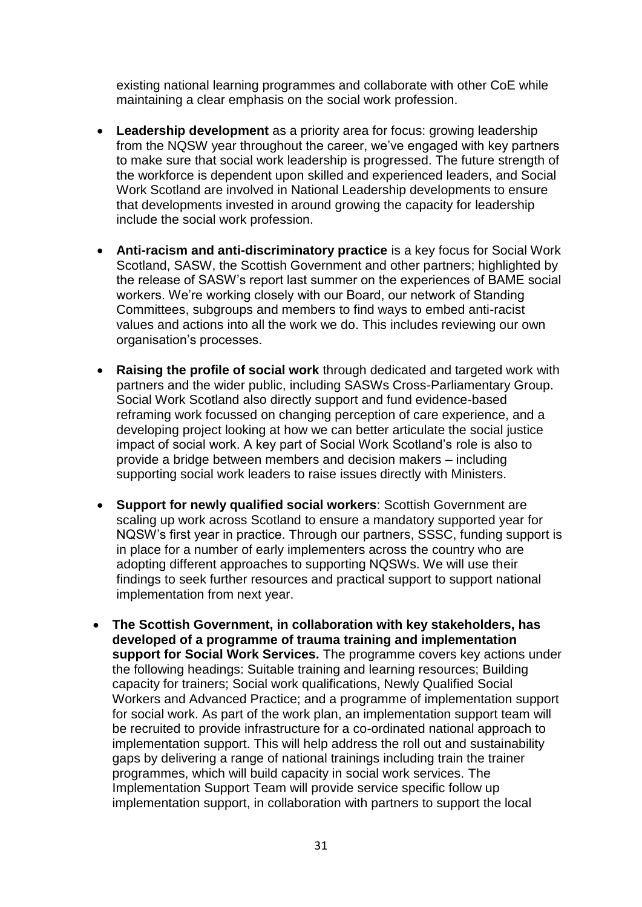existing national learning programmes and collaborate with other CoE while maintaining a clear emphasis on the social work profession.

- **Leadership development** as a priority area for focus: growing leadership from the NQSW year throughout the career, we've engaged with key partners to make sure that social work leadership is progressed. The future strength of the workforce is dependent upon skilled and experienced leaders, and Social Work Scotland are involved in National Leadership developments to ensure that developments invested in around growing the capacity for leadership include the social work profession.

- **Anti-racism and anti-discriminatory practice** is a key focus for Social Work Scotland, SASW, the Scottish Government and other partners; highlighted by the release of SASW's report last summer on the experiences of BAME social workers. We're working closely with our Board, our network of Standing Committees, subgroups and members to find ways to embed anti-racist values and actions into all the work we do. This includes reviewing our own organisation's processes.

- **Raising the profile of social work** through dedicated and targeted work with partners and the wider public, including SASWs Cross-Parliamentary Group. Social Work Scotland also directly support and fund evidence-based reframing work focussed on changing perception of care experience, and a developing project looking at how we can better articulate the social justice impact of social work. A key part of Social Work Scotland's role is also to provide a bridge between members and decision makers – including supporting social work leaders to raise issues directly with Ministers.

- **Support for newly qualified social workers**: Scottish Government are scaling up work across Scotland to ensure a mandatory supported year for NQSW's first year in practice. Through our partners, SSSC, funding support is in place for a number of early implementers across the country who are adopting different approaches to supporting NQSWs. We will use their findings to seek further resources and practical support to support national implementation from next year.

- **The Scottish Government, in collaboration with key stakeholders, has developed of a programme of trauma training and implementation support for Social Work Services.** The programme covers key actions under the following headings: Suitable training and learning resources; Building capacity for trainers; Social work qualifications, Newly Qualified Social Workers and Advanced Practice; and a programme of implementation support for social work. As part of the work plan, an implementation support team will be recruited to provide infrastructure for a co-ordinated national approach to implementation support. This will help address the roll out and sustainability gaps by delivering a range of national trainings including train the trainer programmes, which will build capacity in social work services. The Implementation Support Team will provide service specific follow up implementation support, in collaboration with partners to support the local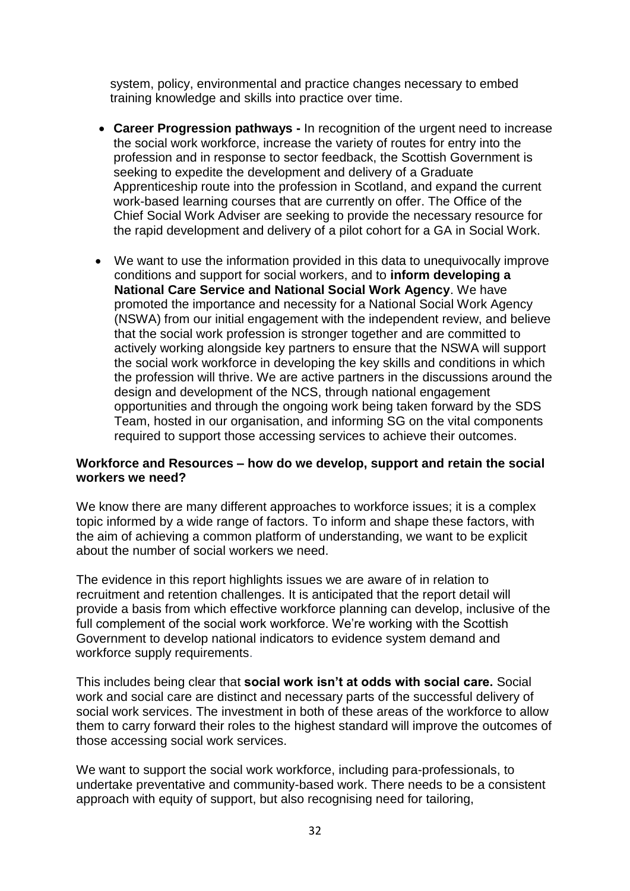system, policy, environmental and practice changes necessary to embed training knowledge and skills into practice over time.

- **Career Progression pathways -** In recognition of the urgent need to increase the social work workforce, increase the variety of routes for entry into the profession and in response to sector feedback, the Scottish Government is seeking to expedite the development and delivery of a Graduate Apprenticeship route into the profession in Scotland, and expand the current work-based learning courses that are currently on offer. The Office of the Chief Social Work Adviser are seeking to provide the necessary resource for the rapid development and delivery of a pilot cohort for a GA in Social Work.

- We want to use the information provided in this data to unequivocally improve conditions and support for social workers, and to **inform developing a National Care Service and National Social Work Agency**. We have promoted the importance and necessity for a National Social Work Agency (NSWA) from our initial engagement with the independent review, and believe that the social work profession is stronger together and are committed to actively working alongside key partners to ensure that the NSWA will support the social work workforce in developing the key skills and conditions in which the profession will thrive. We are active partners in the discussions around the design and development of the NCS, through national engagement opportunities and through the ongoing work being taken forward by the SDS Team, hosted in our organisation, and informing SG on the vital components required to support those accessing services to achieve their outcomes.

**Workforce and Resources – how do we develop, support and retain the social workers we need?**

We know there are many different approaches to workforce issues; it is a complex topic informed by a wide range of factors. To inform and shape these factors, with the aim of achieving a common platform of understanding, we want to be explicit about the number of social workers we need.

The evidence in this report highlights issues we are aware of in relation to recruitment and retention challenges. It is anticipated that the report detail will provide a basis from which effective workforce planning can develop, inclusive of the full complement of the social work workforce. We're working with the Scottish Government to develop national indicators to evidence system demand and workforce supply requirements.

This includes being clear that **social work isn't at odds with social care.** Social work and social care are distinct and necessary parts of the successful delivery of social work services. The investment in both of these areas of the workforce to allow them to carry forward their roles to the highest standard will improve the outcomes of those accessing social work services.

We want to support the social work workforce, including para-professionals, to undertake preventative and community-based work. There needs to be a consistent approach with equity of support, but also recognising need for tailoring,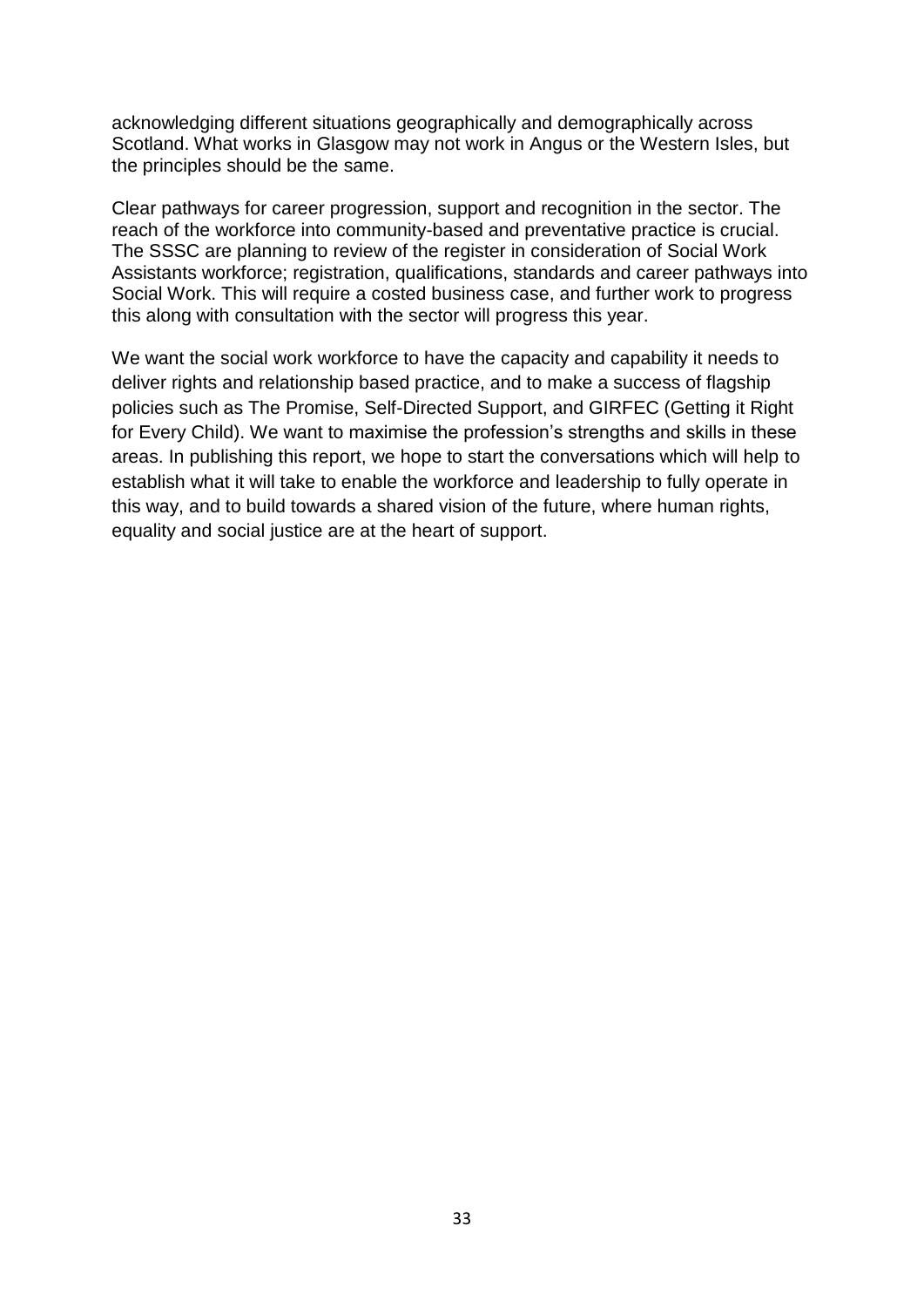acknowledging different situations geographically and demographically across Scotland. What works in Glasgow may not work in Angus or the Western Isles, but the principles should be the same.

Clear pathways for career progression, support and recognition in the sector. The reach of the workforce into community-based and preventative practice is crucial. The SSSC are planning to review of the register in consideration of Social Work Assistants workforce; registration, qualifications, standards and career pathways into Social Work. This will require a costed business case, and further work to progress this along with consultation with the sector will progress this year.

We want the social work workforce to have the capacity and capability it needs to deliver rights and relationship based practice, and to make a success of flagship policies such as The Promise, Self-Directed Support, and GIRFEC (Getting it Right for Every Child). We want to maximise the profession's strengths and skills in these areas. In publishing this report, we hope to start the conversations which will help to establish what it will take to enable the workforce and leadership to fully operate in this way, and to build towards a shared vision of the future, where human rights, equality and social justice are at the heart of support.